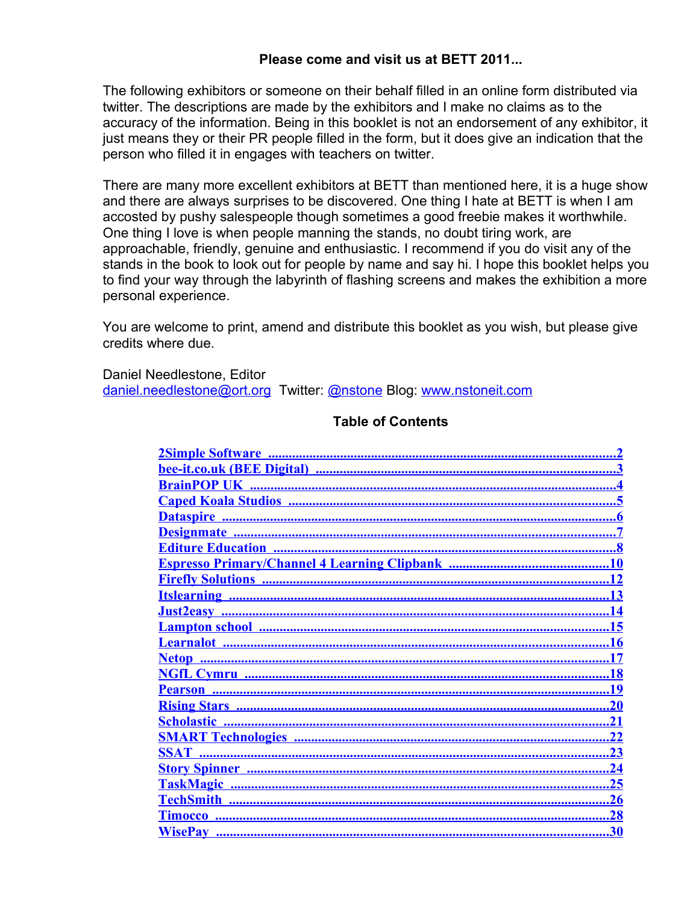## Please come and visit us at BETT 2011...

The following exhibitors or someone on their behalf filled in an online form distributed via twitter. The descriptions are made by the exhibitors and I make no claims as to the accuracy of the information. Being in this booklet is not an endorsement of any exhibitor, it just means they or their PR people filled in the form, but it does give an indication that the person who filled it in engages with teachers on twitter.

There are many more excellent exhibitors at BETT than mentioned here, it is a huge show and there are always surprises to be discovered. One thing I hate at BETT is when I am accosted by pushy salespeople though sometimes a good freebie makes it worthwhile. One thing I love is when people manning the stands, no doubt tiring work, are approachable, friendly, genuine and enthusiastic. I recommend if you do visit any of the stands in the book to look out for people by name and say hi. I hope this booklet helps you to find your way through the labyrinth of flashing screens and makes the exhibition a more personal experience.

You are welcome to print, amend and distribute this booklet as you wish, but please give credits where due.

Daniel Needlestone, Editor
daniel.needlestone@ort.org Twitter: @nstone Blog: www.nstoneit.com

## Table of Contents

- 2Simple Software .......... 2
- bee-it.co.uk (BEE Digital) .......... 3
- BrainPOP UK .......... 4
- Caped Koala Studios .......... 5
- Dataspire .......... 6
- Designmate .......... 7
- Editure Education .......... 8
- Espresso Primary/Channel 4 Learning Clipbank .......... 10
- Firefly Solutions .......... 12
- Itslearning .......... 13
- Just2easy .......... 14
- Lampton school .......... 15
- Learnalot .......... 16
- Netop .......... 17
- NGfL Cymru .......... 18
- Pearson .......... 19
- Rising Stars .......... 20
- Scholastic .......... 21
- SMART Technologies .......... 22
- SSAT .......... 23
- Story Spinner .......... 24
- TaskMagic .......... 25
- TechSmith .......... 26
- Timocco .......... 28
- WisePay .......... 30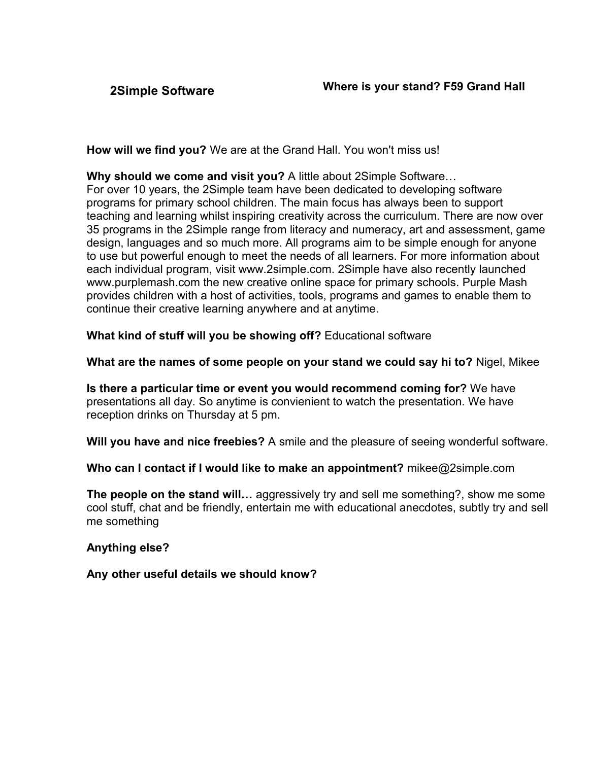**2Simple Software**

**Where is your stand? F59 Grand Hall**

**How will we find you?** We are at the Grand Hall. You won't miss us!

**Why should we come and visit you?** A little about 2Simple Software…
For over 10 years, the 2Simple team have been dedicated to developing software programs for primary school children. The main focus has always been to support teaching and learning whilst inspiring creativity across the curriculum. There are now over 35 programs in the 2Simple range from literacy and numeracy, art and assessment, game design, languages and so much more. All programs aim to be simple enough for anyone to use but powerful enough to meet the needs of all learners. For more information about each individual program, visit www.2simple.com. 2Simple have also recently launched www.purplemash.com the new creative online space for primary schools. Purple Mash provides children with a host of activities, tools, programs and games to enable them to continue their creative learning anywhere and at anytime.

**What kind of stuff will you be showing off?** Educational software

**What are the names of some people on your stand we could say hi to?** Nigel, Mikee

**Is there a particular time or event you would recommend coming for?** We have presentations all day. So anytime is convienient to watch the presentation. We have reception drinks on Thursday at 5 pm.

**Will you have and nice freebies?** A smile and the pleasure of seeing wonderful software.

**Who can I contact if I would like to make an appointment?** mikee@2simple.com

**The people on the stand will…** aggressively try and sell me something?, show me some cool stuff, chat and be friendly, entertain me with educational anecdotes, subtly try and sell me something

**Anything else?**

**Any other useful details we should know?**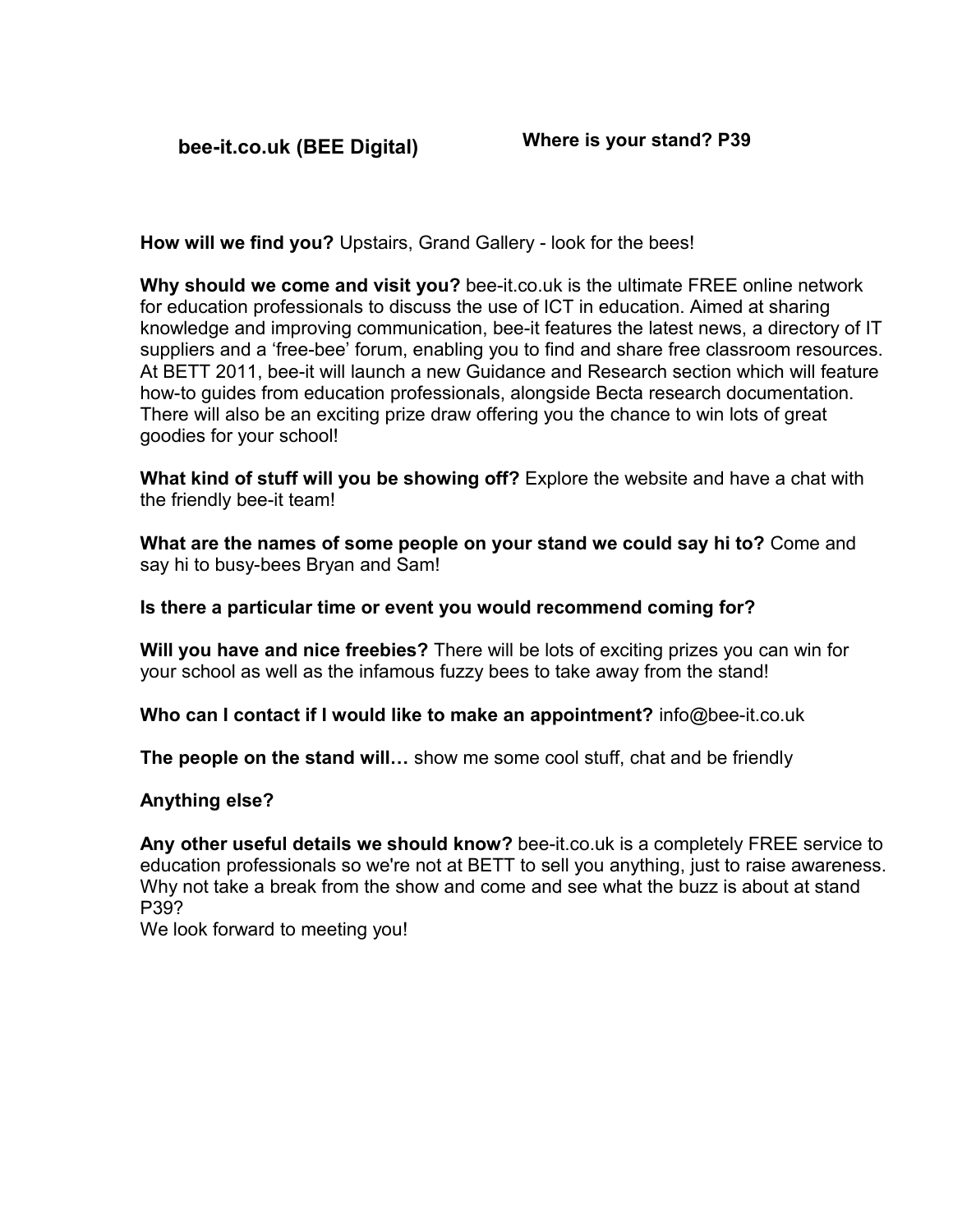**bee-it.co.uk (BEE Digital)** **Where is your stand? P39**

**How will we find you?** Upstairs, Grand Gallery - look for the bees!

**Why should we come and visit you?** bee-it.co.uk is the ultimate FREE online network for education professionals to discuss the use of ICT in education. Aimed at sharing knowledge and improving communication, bee-it features the latest news, a directory of IT suppliers and a 'free-bee' forum, enabling you to find and share free classroom resources. At BETT 2011, bee-it will launch a new Guidance and Research section which will feature how-to guides from education professionals, alongside Becta research documentation. There will also be an exciting prize draw offering you the chance to win lots of great goodies for your school!

**What kind of stuff will you be showing off?** Explore the website and have a chat with the friendly bee-it team!

**What are the names of some people on your stand we could say hi to?** Come and say hi to busy-bees Bryan and Sam!

**Is there a particular time or event you would recommend coming for?**

**Will you have and nice freebies?** There will be lots of exciting prizes you can win for your school as well as the infamous fuzzy bees to take away from the stand!

**Who can I contact if I would like to make an appointment?** info@bee-it.co.uk

**The people on the stand will…** show me some cool stuff, chat and be friendly

**Anything else?**

**Any other useful details we should know?** bee-it.co.uk is a completely FREE service to education professionals so we're not at BETT to sell you anything, just to raise awareness. Why not take a break from the show and come and see what the buzz is about at stand P39?
We look forward to meeting you!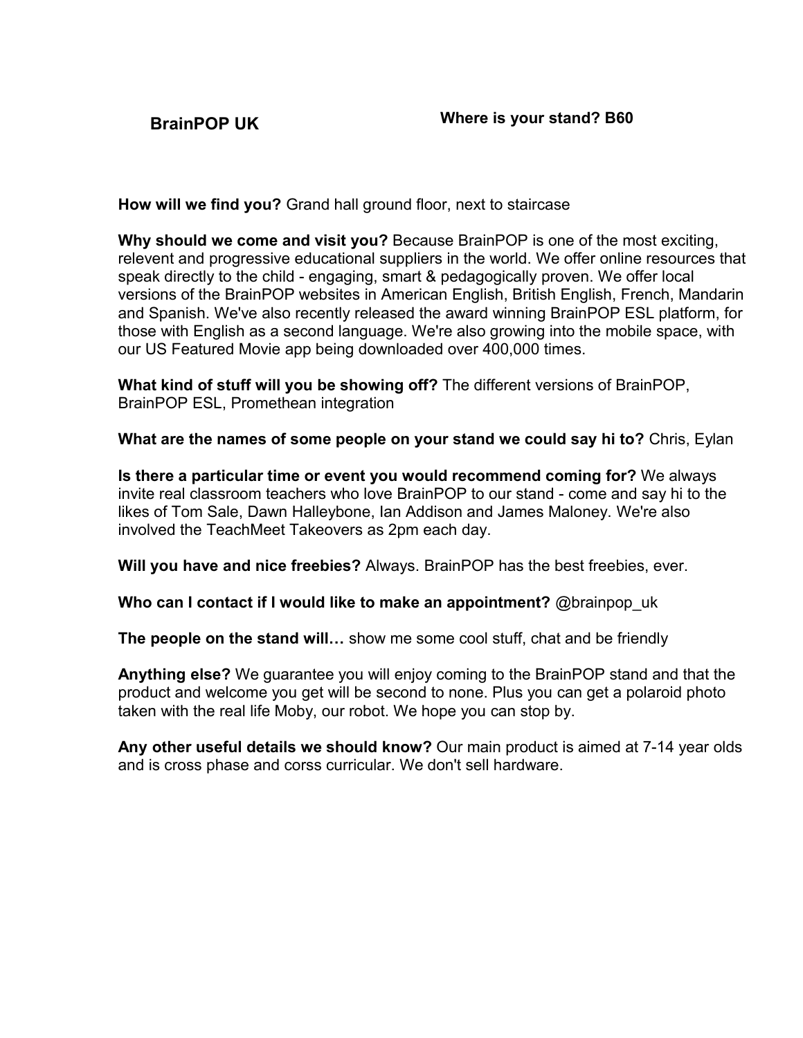## BrainPOP UK

**Where is your stand? B60**

**How will we find you?** Grand hall ground floor, next to staircase

**Why should we come and visit you?** Because BrainPOP is one of the most exciting, relevent and progressive educational suppliers in the world. We offer online resources that speak directly to the child - engaging, smart & pedagogically proven. We offer local versions of the BrainPOP websites in American English, British English, French, Mandarin and Spanish. We've also recently released the award winning BrainPOP ESL platform, for those with English as a second language. We're also growing into the mobile space, with our US Featured Movie app being downloaded over 400,000 times.

**What kind of stuff will you be showing off?** The different versions of BrainPOP, BrainPOP ESL, Promethean integration

**What are the names of some people on your stand we could say hi to?** Chris, Eylan

**Is there a particular time or event you would recommend coming for?** We always invite real classroom teachers who love BrainPOP to our stand - come and say hi to the likes of Tom Sale, Dawn Halleybone, Ian Addison and James Maloney. We're also involved the TeachMeet Takeovers as 2pm each day.

**Will you have and nice freebies?** Always. BrainPOP has the best freebies, ever.

**Who can I contact if I would like to make an appointment?** @brainpop_uk

**The people on the stand will…** show me some cool stuff, chat and be friendly

**Anything else?** We guarantee you will enjoy coming to the BrainPOP stand and that the product and welcome you get will be second to none. Plus you can get a polaroid photo taken with the real life Moby, our robot. We hope you can stop by.

**Any other useful details we should know?** Our main product is aimed at 7-14 year olds and is cross phase and corss curricular. We don't sell hardware.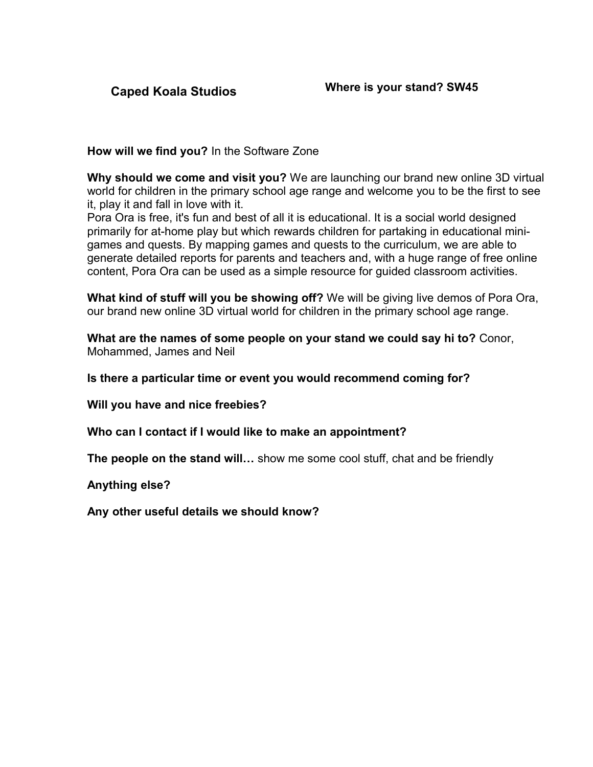**Caped Koala Studios**

**Where is your stand? SW45**

**How will we find you?** In the Software Zone

**Why should we come and visit you?** We are launching our brand new online 3D virtual world for children in the primary school age range and welcome you to be the first to see it, play it and fall in love with it.
Pora Ora is free, it's fun and best of all it is educational. It is a social world designed primarily for at-home play but which rewards children for partaking in educational mini-games and quests. By mapping games and quests to the curriculum, we are able to generate detailed reports for parents and teachers and, with a huge range of free online content, Pora Ora can be used as a simple resource for guided classroom activities.

**What kind of stuff will you be showing off?** We will be giving live demos of Pora Ora, our brand new online 3D virtual world for children in the primary school age range.

**What are the names of some people on your stand we could say hi to?** Conor, Mohammed, James and Neil

**Is there a particular time or event you would recommend coming for?**

**Will you have and nice freebies?**

**Who can I contact if I would like to make an appointment?**

**The people on the stand will…** show me some cool stuff, chat and be friendly

**Anything else?**

**Any other useful details we should know?**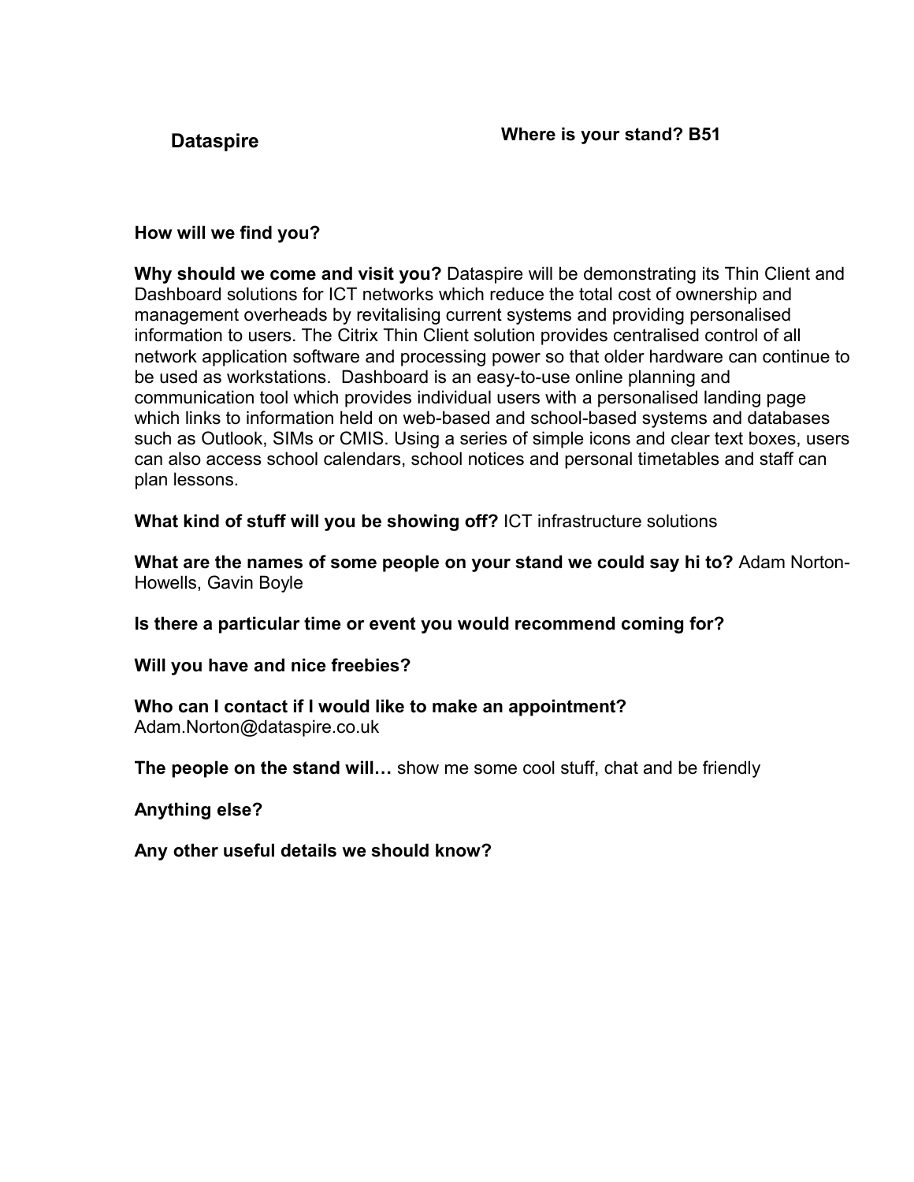**Dataspire**

**Where is your stand? B51**

**How will we find you?**

**Why should we come and visit you?** Dataspire will be demonstrating its Thin Client and Dashboard solutions for ICT networks which reduce the total cost of ownership and management overheads by revitalising current systems and providing personalised information to users. The Citrix Thin Client solution provides centralised control of all network application software and processing power so that older hardware can continue to be used as workstations. Dashboard is an easy-to-use online planning and communication tool which provides individual users with a personalised landing page which links to information held on web-based and school-based systems and databases such as Outlook, SIMs or CMIS. Using a series of simple icons and clear text boxes, users can also access school calendars, school notices and personal timetables and staff can plan lessons.

**What kind of stuff will you be showing off?** ICT infrastructure solutions

**What are the names of some people on your stand we could say hi to?** Adam Norton-Howells, Gavin Boyle

**Is there a particular time or event you would recommend coming for?**

**Will you have and nice freebies?**

**Who can I contact if I would like to make an appointment?**
Adam.Norton@dataspire.co.uk

**The people on the stand will…** show me some cool stuff, chat and be friendly

**Anything else?**

**Any other useful details we should know?**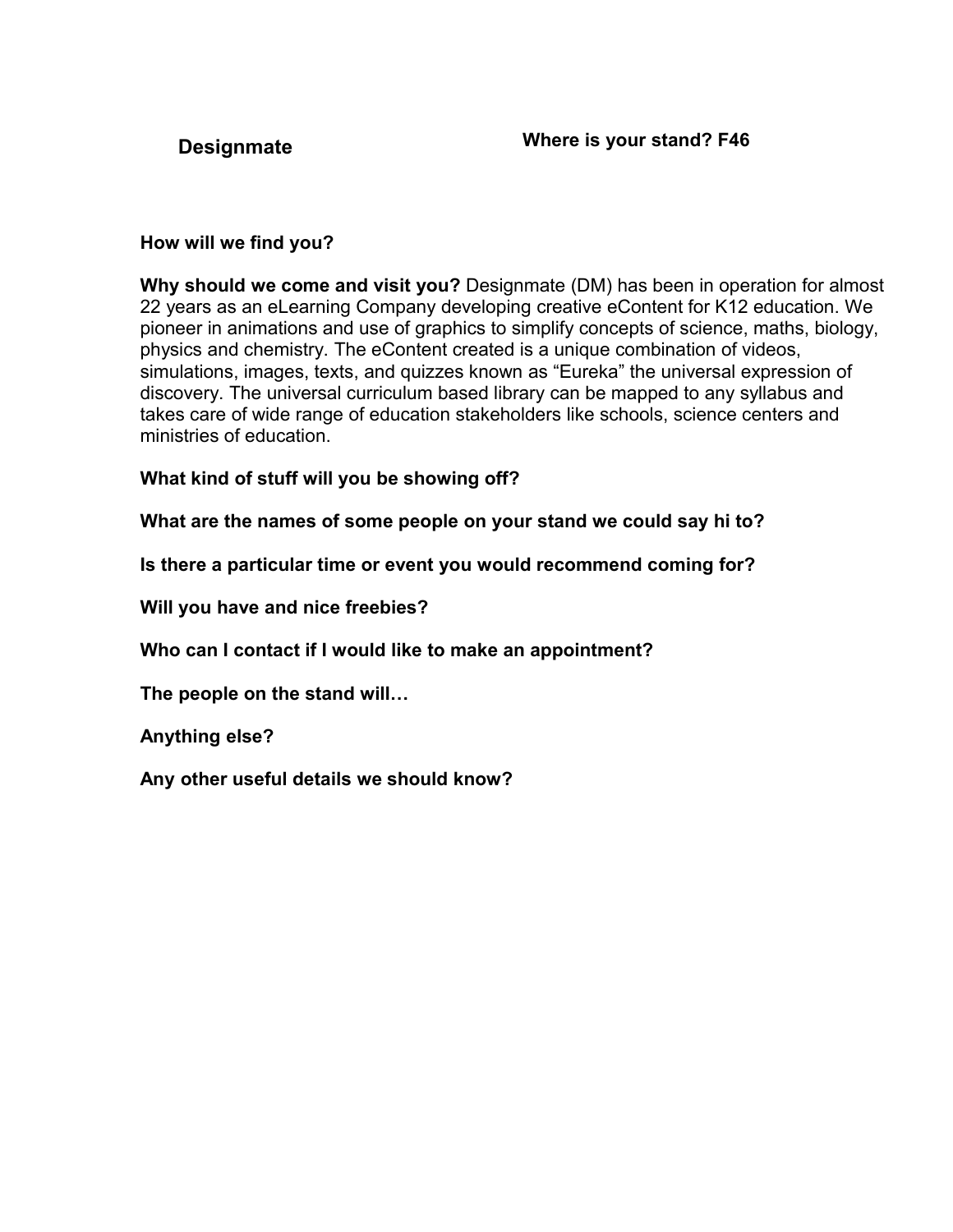**Designmate**

**Where is your stand? F46**

**How will we find you?**

**Why should we come and visit you?** Designmate (DM) has been in operation for almost 22 years as an eLearning Company developing creative eContent for K12 education. We pioneer in animations and use of graphics to simplify concepts of science, maths, biology, physics and chemistry. The eContent created is a unique combination of videos, simulations, images, texts, and quizzes known as "Eureka" the universal expression of discovery. The universal curriculum based library can be mapped to any syllabus and takes care of wide range of education stakeholders like schools, science centers and ministries of education.

**What kind of stuff will you be showing off?**

**What are the names of some people on your stand we could say hi to?**

**Is there a particular time or event you would recommend coming for?**

**Will you have and nice freebies?**

**Who can I contact if I would like to make an appointment?**

**The people on the stand will…**

**Anything else?**

**Any other useful details we should know?**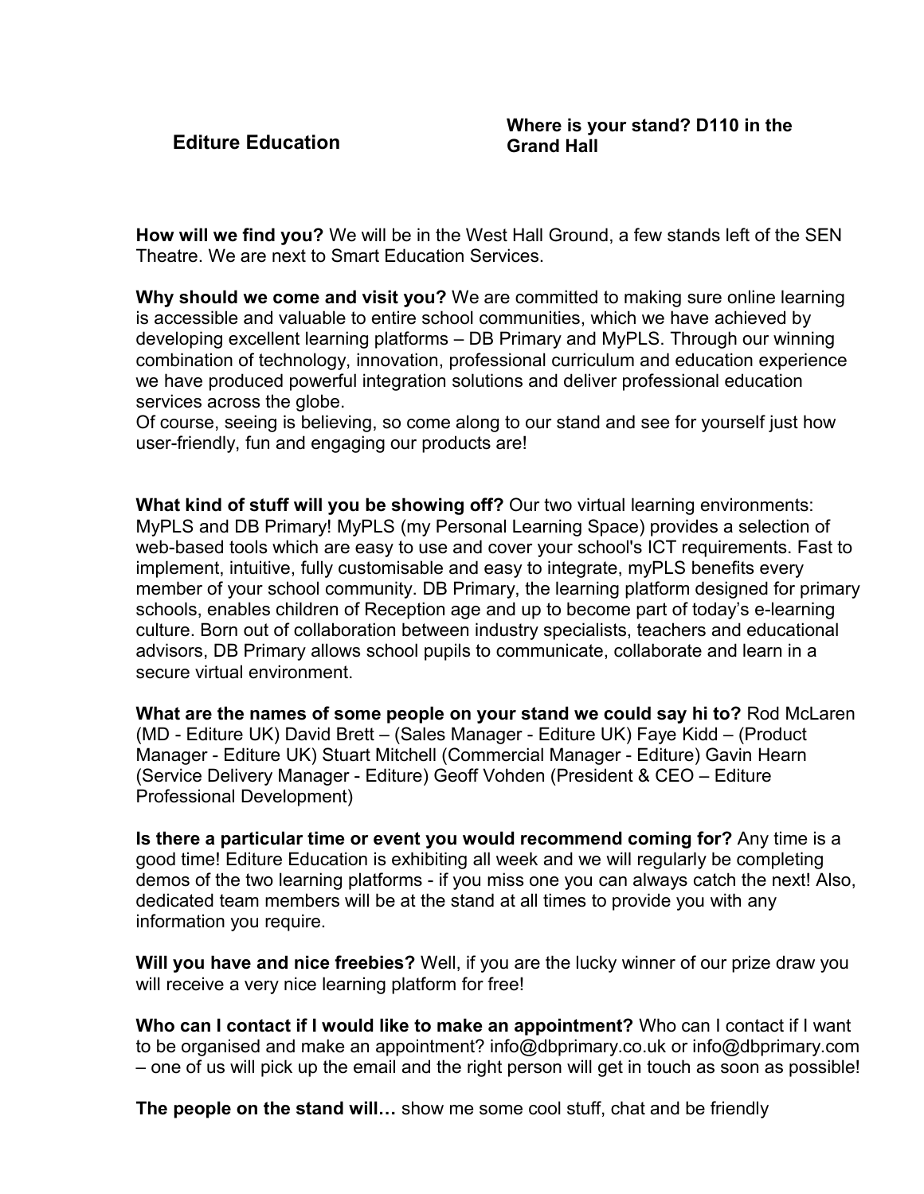## Editure Education

**Where is your stand? D110 in the Grand Hall**

**How will we find you?** We will be in the West Hall Ground, a few stands left of the SEN Theatre. We are next to Smart Education Services.

**Why should we come and visit you?** We are committed to making sure online learning is accessible and valuable to entire school communities, which we have achieved by developing excellent learning platforms – DB Primary and MyPLS. Through our winning combination of technology, innovation, professional curriculum and education experience we have produced powerful integration solutions and deliver professional education services across the globe.
Of course, seeing is believing, so come along to our stand and see for yourself just how user-friendly, fun and engaging our products are!

**What kind of stuff will you be showing off?** Our two virtual learning environments: MyPLS and DB Primary! MyPLS (my Personal Learning Space) provides a selection of web-based tools which are easy to use and cover your school's ICT requirements. Fast to implement, intuitive, fully customisable and easy to integrate, myPLS benefits every member of your school community. DB Primary, the learning platform designed for primary schools, enables children of Reception age and up to become part of today's e-learning culture. Born out of collaboration between industry specialists, teachers and educational advisors, DB Primary allows school pupils to communicate, collaborate and learn in a secure virtual environment.

**What are the names of some people on your stand we could say hi to?** Rod McLaren (MD - Editure UK) David Brett – (Sales Manager - Editure UK) Faye Kidd – (Product Manager - Editure UK) Stuart Mitchell (Commercial Manager - Editure) Gavin Hearn (Service Delivery Manager - Editure) Geoff Vohden (President & CEO – Editure Professional Development)

**Is there a particular time or event you would recommend coming for?** Any time is a good time! Editure Education is exhibiting all week and we will regularly be completing demos of the two learning platforms - if you miss one you can always catch the next! Also, dedicated team members will be at the stand at all times to provide you with any information you require.

**Will you have and nice freebies?** Well, if you are the lucky winner of our prize draw you will receive a very nice learning platform for free!

**Who can I contact if I would like to make an appointment?** Who can I contact if I want to be organised and make an appointment? info@dbprimary.co.uk or info@dbprimary.com – one of us will pick up the email and the right person will get in touch as soon as possible!

**The people on the stand will…** show me some cool stuff, chat and be friendly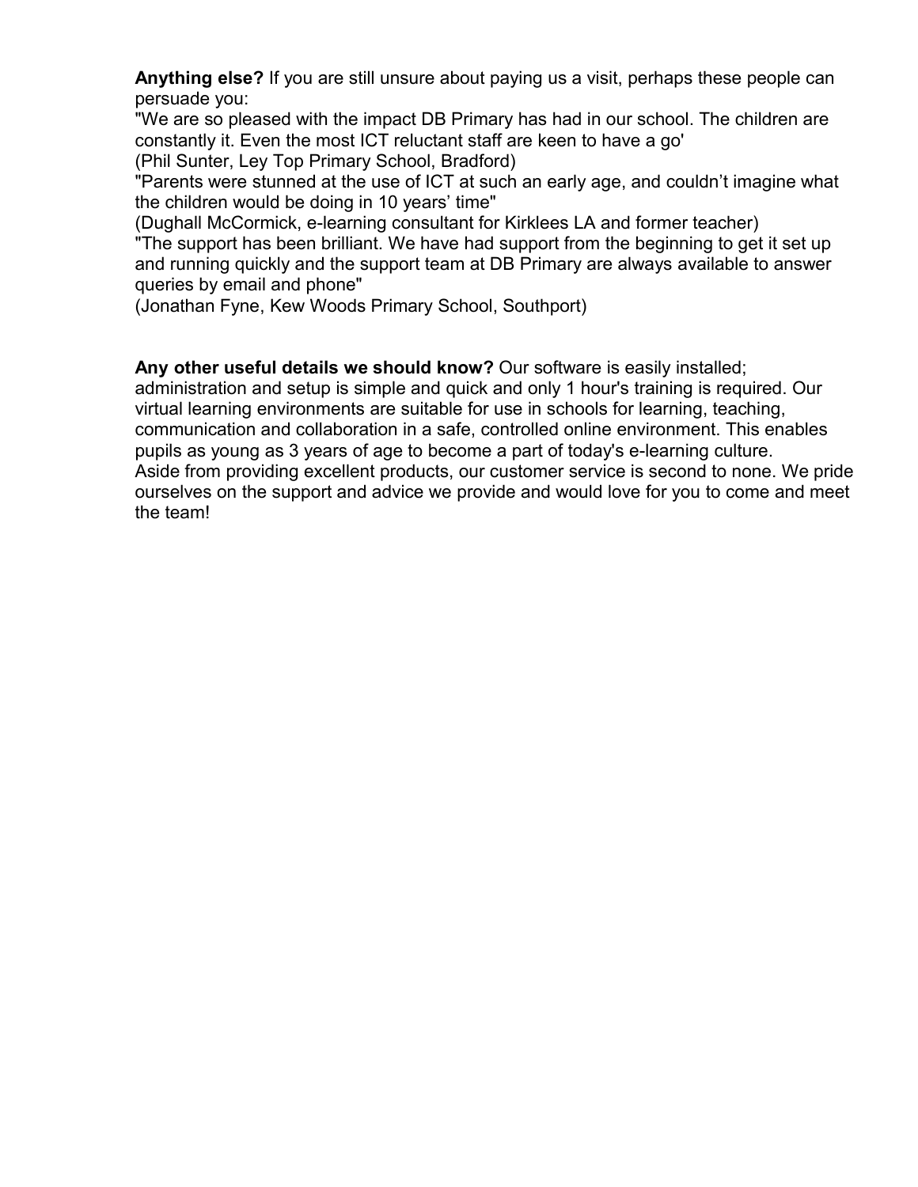**Anything else?** If you are still unsure about paying us a visit, perhaps these people can persuade you:

"We are so pleased with the impact DB Primary has had in our school. The children are constantly it. Even the most ICT reluctant staff are keen to have a go'
(Phil Sunter, Ley Top Primary School, Bradford)

"Parents were stunned at the use of ICT at such an early age, and couldn't imagine what the children would be doing in 10 years' time"
(Dughall McCormick, e-learning consultant for Kirklees LA and former teacher)

"The support has been brilliant. We have had support from the beginning to get it set up and running quickly and the support team at DB Primary are always available to answer queries by email and phone"
(Jonathan Fyne, Kew Woods Primary School, Southport)

**Any other useful details we should know?** Our software is easily installed; administration and setup is simple and quick and only 1 hour's training is required. Our virtual learning environments are suitable for use in schools for learning, teaching, communication and collaboration in a safe, controlled online environment. This enables pupils as young as 3 years of age to become a part of today's e-learning culture.
Aside from providing excellent products, our customer service is second to none. We pride ourselves on the support and advice we provide and would love for you to come and meet the team!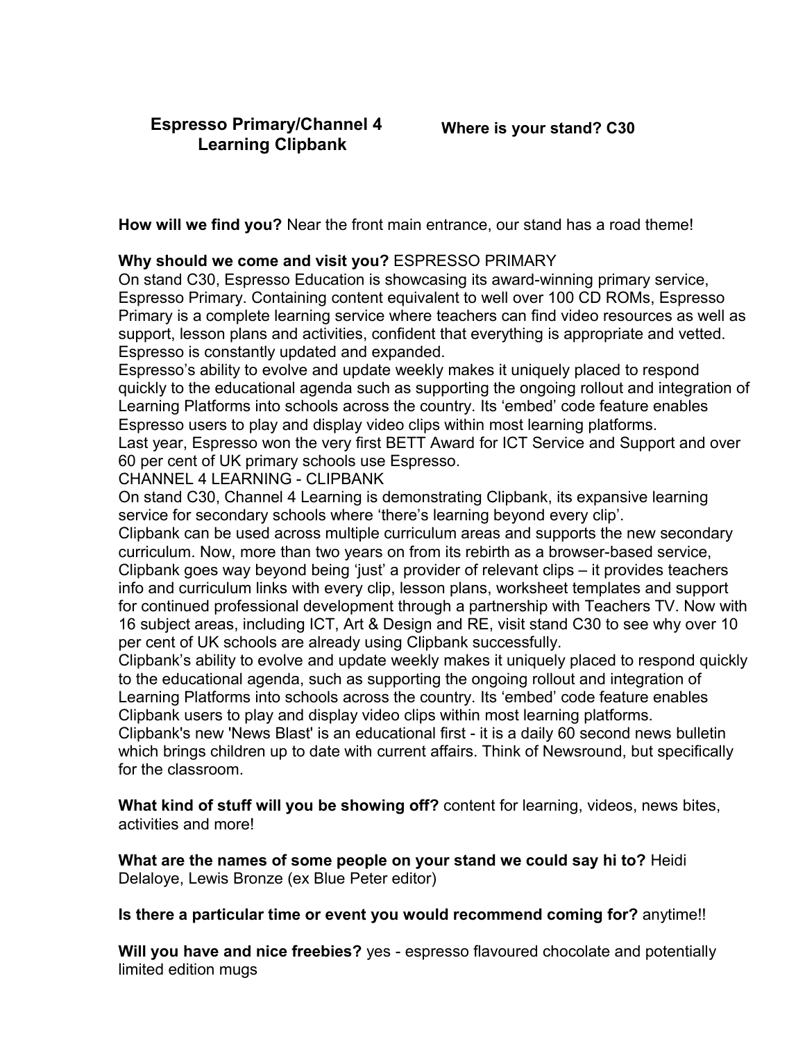**Espresso Primary/Channel 4 Learning Clipbank**

**Where is your stand? C30**

**How will we find you?** Near the front main entrance, our stand has a road theme!

**Why should we come and visit you?** ESPRESSO PRIMARY
On stand C30, Espresso Education is showcasing its award-winning primary service, Espresso Primary. Containing content equivalent to well over 100 CD ROMs, Espresso Primary is a complete learning service where teachers can find video resources as well as support, lesson plans and activities, confident that everything is appropriate and vetted. Espresso is constantly updated and expanded.
Espresso's ability to evolve and update weekly makes it uniquely placed to respond quickly to the educational agenda such as supporting the ongoing rollout and integration of Learning Platforms into schools across the country. Its 'embed' code feature enables Espresso users to play and display video clips within most learning platforms.
Last year, Espresso won the very first BETT Award for ICT Service and Support and over 60 per cent of UK primary schools use Espresso.
CHANNEL 4 LEARNING - CLIPBANK
On stand C30, Channel 4 Learning is demonstrating Clipbank, its expansive learning service for secondary schools where 'there's learning beyond every clip'.
Clipbank can be used across multiple curriculum areas and supports the new secondary curriculum. Now, more than two years on from its rebirth as a browser-based service, Clipbank goes way beyond being 'just' a provider of relevant clips – it provides teachers info and curriculum links with every clip, lesson plans, worksheet templates and support for continued professional development through a partnership with Teachers TV. Now with 16 subject areas, including ICT, Art & Design and RE, visit stand C30 to see why over 10 per cent of UK schools are already using Clipbank successfully.
Clipbank's ability to evolve and update weekly makes it uniquely placed to respond quickly to the educational agenda, such as supporting the ongoing rollout and integration of Learning Platforms into schools across the country. Its 'embed' code feature enables Clipbank users to play and display video clips within most learning platforms.
Clipbank's new 'News Blast' is an educational first - it is a daily 60 second news bulletin which brings children up to date with current affairs. Think of Newsround, but specifically for the classroom.

**What kind of stuff will you be showing off?** content for learning, videos, news bites, activities and more!

**What are the names of some people on your stand we could say hi to?** Heidi Delaloye, Lewis Bronze (ex Blue Peter editor)

**Is there a particular time or event you would recommend coming for?** anytime!!

**Will you have and nice freebies?** yes - espresso flavoured chocolate and potentially limited edition mugs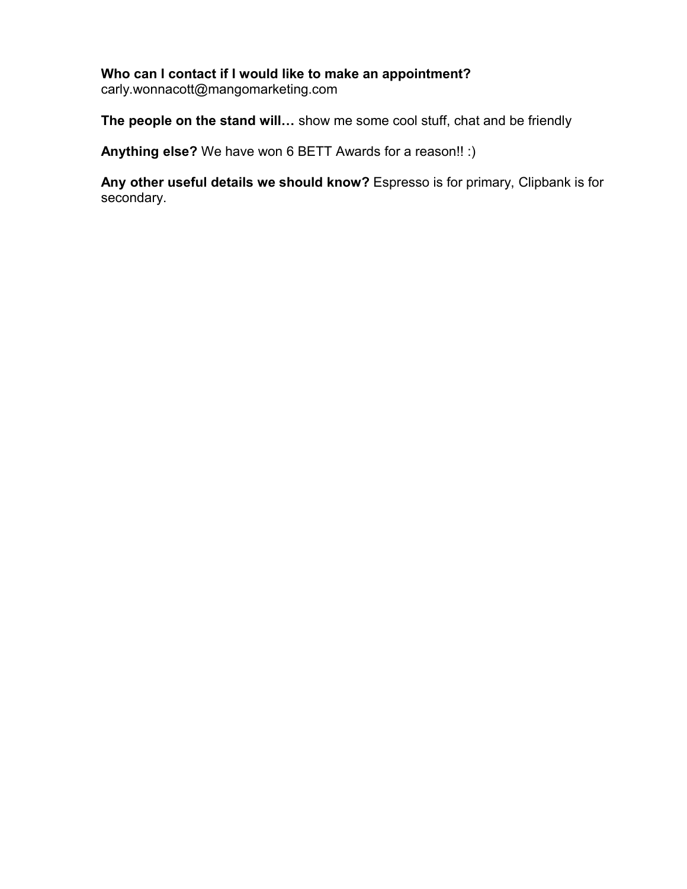**Who can I contact if I would like to make an appointment?**
carly.wonnacott@mangomarketing.com

**The people on the stand will…** show me some cool stuff, chat and be friendly

**Anything else?** We have won 6 BETT Awards for a reason!! :)

**Any other useful details we should know?** Espresso is for primary, Clipbank is for secondary.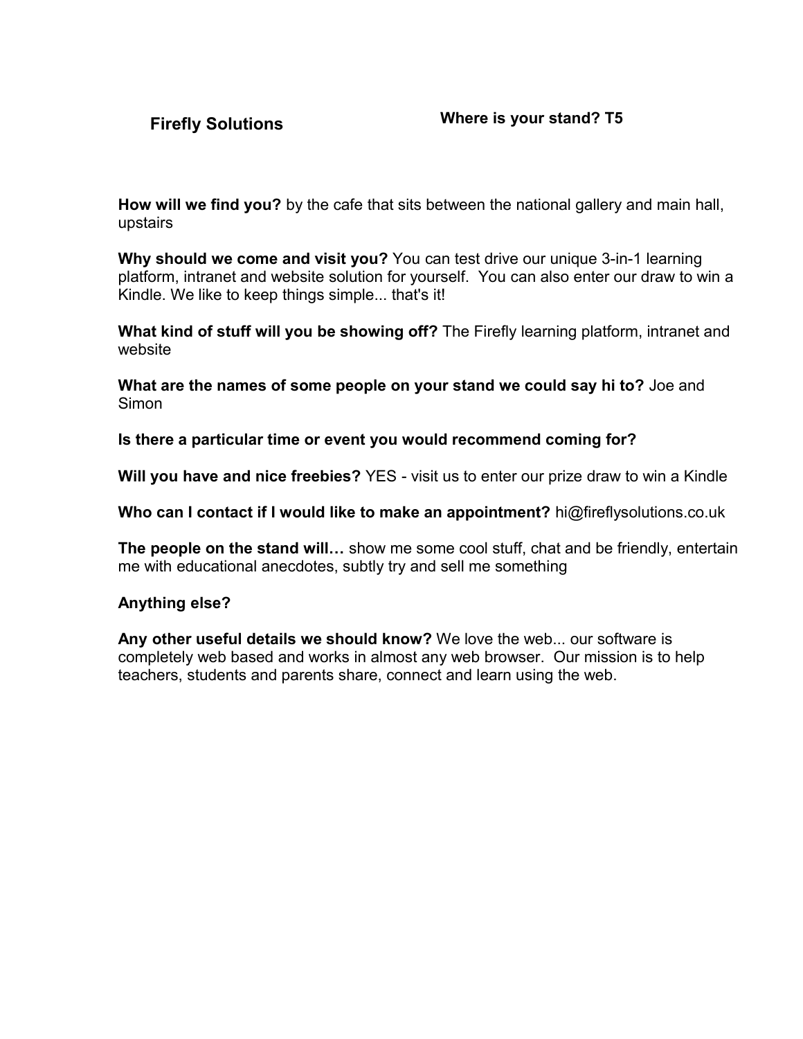**Firefly Solutions**

**Where is your stand? T5**

**How will we find you?** by the cafe that sits between the national gallery and main hall, upstairs

**Why should we come and visit you?** You can test drive our unique 3-in-1 learning platform, intranet and website solution for yourself. You can also enter our draw to win a Kindle. We like to keep things simple... that's it!

**What kind of stuff will you be showing off?** The Firefly learning platform, intranet and website

**What are the names of some people on your stand we could say hi to?** Joe and Simon

**Is there a particular time or event you would recommend coming for?**

**Will you have and nice freebies?** YES - visit us to enter our prize draw to win a Kindle

**Who can I contact if I would like to make an appointment?** hi@fireflysolutions.co.uk

**The people on the stand will…** show me some cool stuff, chat and be friendly, entertain me with educational anecdotes, subtly try and sell me something

**Anything else?**

**Any other useful details we should know?** We love the web... our software is completely web based and works in almost any web browser. Our mission is to help teachers, students and parents share, connect and learn using the web.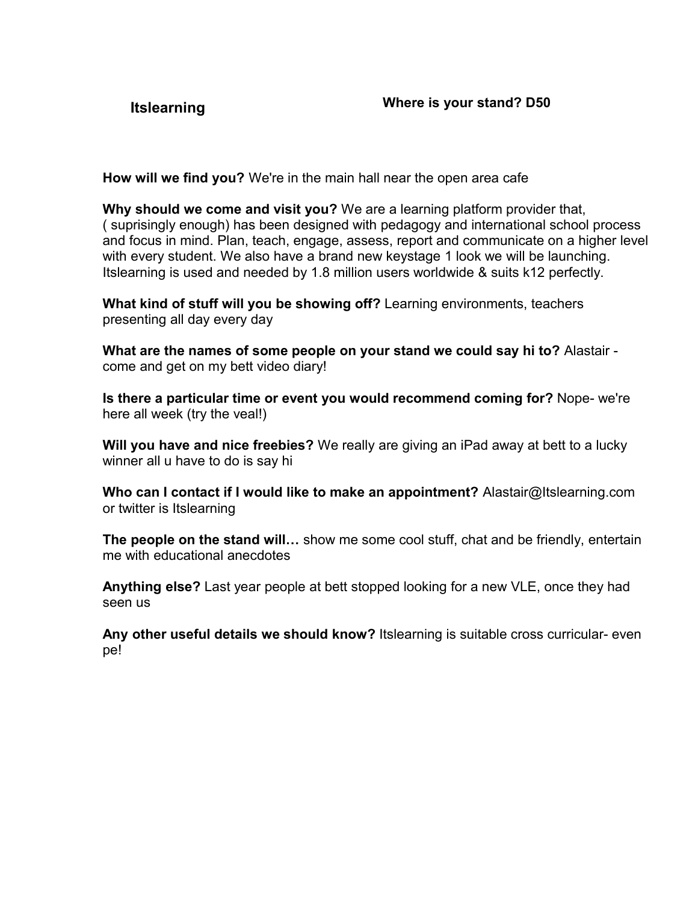**Itslearning** **Where is your stand? D50**

**How will we find you?** We're in the main hall near the open area cafe

**Why should we come and visit you?** We are a learning platform provider that, ( suprisingly enough) has been designed with pedagogy and international school process and focus in mind. Plan, teach, engage, assess, report and communicate on a higher level with every student. We also have a brand new keystage 1 look we will be launching. Itslearning is used and needed by 1.8 million users worldwide & suits k12 perfectly.

**What kind of stuff will you be showing off?** Learning environments, teachers presenting all day every day

**What are the names of some people on your stand we could say hi to?** Alastair - come and get on my bett video diary!

**Is there a particular time or event you would recommend coming for?** Nope- we're here all week (try the veal!)

**Will you have and nice freebies?** We really are giving an iPad away at bett to a lucky winner all u have to do is say hi

**Who can I contact if I would like to make an appointment?** Alastair@Itslearning.com or twitter is Itslearning

**The people on the stand will…** show me some cool stuff, chat and be friendly, entertain me with educational anecdotes

**Anything else?** Last year people at bett stopped looking for a new VLE, once they had seen us

**Any other useful details we should know?** Itslearning is suitable cross curricular- even pe!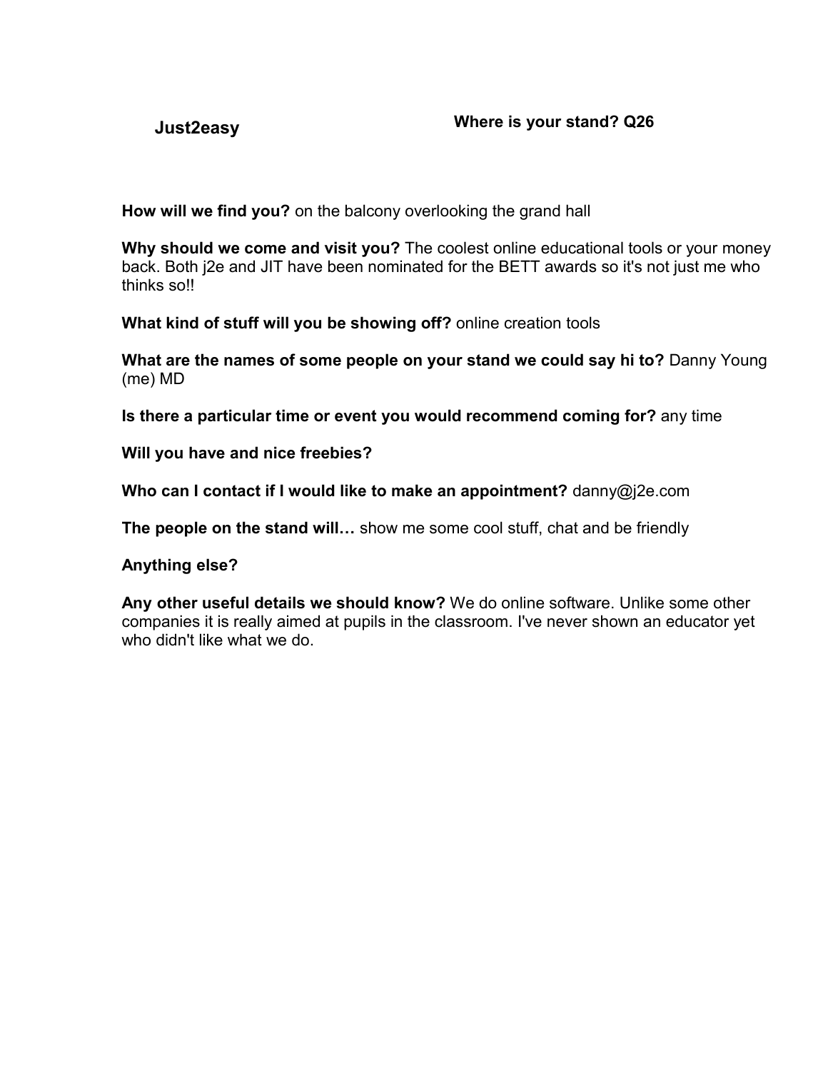**Just2easy**

**Where is your stand? Q26**

**How will we find you?** on the balcony overlooking the grand hall

**Why should we come and visit you?** The coolest online educational tools or your money back. Both j2e and JIT have been nominated for the BETT awards so it's not just me who thinks so!!

**What kind of stuff will you be showing off?** online creation tools

**What are the names of some people on your stand we could say hi to?** Danny Young (me) MD

**Is there a particular time or event you would recommend coming for?** any time

**Will you have and nice freebies?**

**Who can I contact if I would like to make an appointment?** danny@j2e.com

**The people on the stand will…** show me some cool stuff, chat and be friendly

**Anything else?**

**Any other useful details we should know?** We do online software. Unlike some other companies it is really aimed at pupils in the classroom. I've never shown an educator yet who didn't like what we do.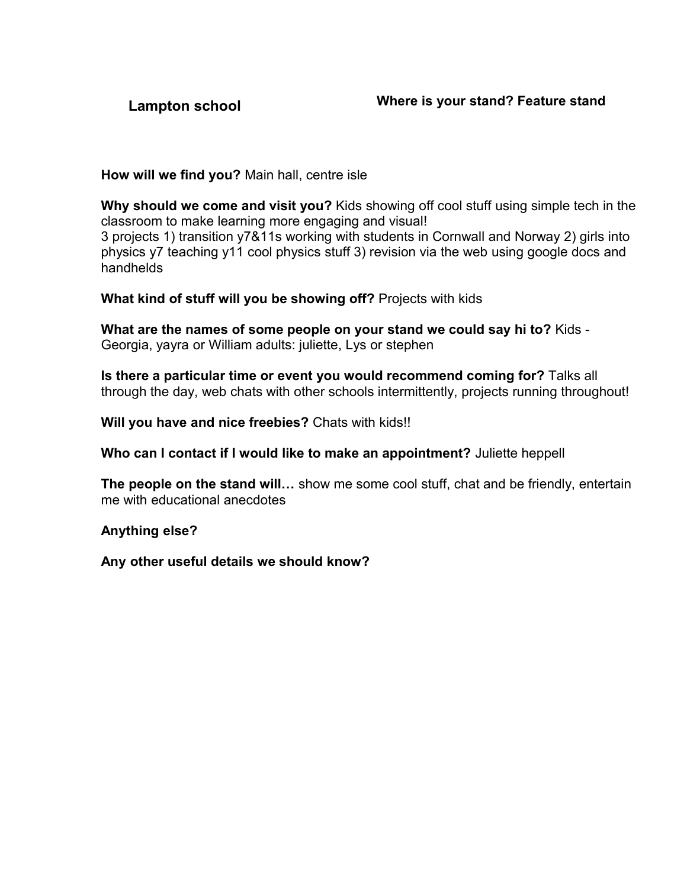**Lampton school**

**Where is your stand? Feature stand**

**How will we find you?** Main hall, centre isle

**Why should we come and visit you?** Kids showing off cool stuff using simple tech in the classroom to make learning more engaging and visual!
3 projects 1) transition y7&11s working with students in Cornwall and Norway 2) girls into physics y7 teaching y11 cool physics stuff 3) revision via the web using google docs and handhelds

**What kind of stuff will you be showing off?** Projects with kids

**What are the names of some people on your stand we could say hi to?** Kids - Georgia, yayra or William adults: juliette, Lys or stephen

**Is there a particular time or event you would recommend coming for?** Talks all through the day, web chats with other schools intermittently, projects running throughout!

**Will you have and nice freebies?** Chats with kids!!

**Who can I contact if I would like to make an appointment?** Juliette heppell

**The people on the stand will…** show me some cool stuff, chat and be friendly, entertain me with educational anecdotes

**Anything else?**

**Any other useful details we should know?**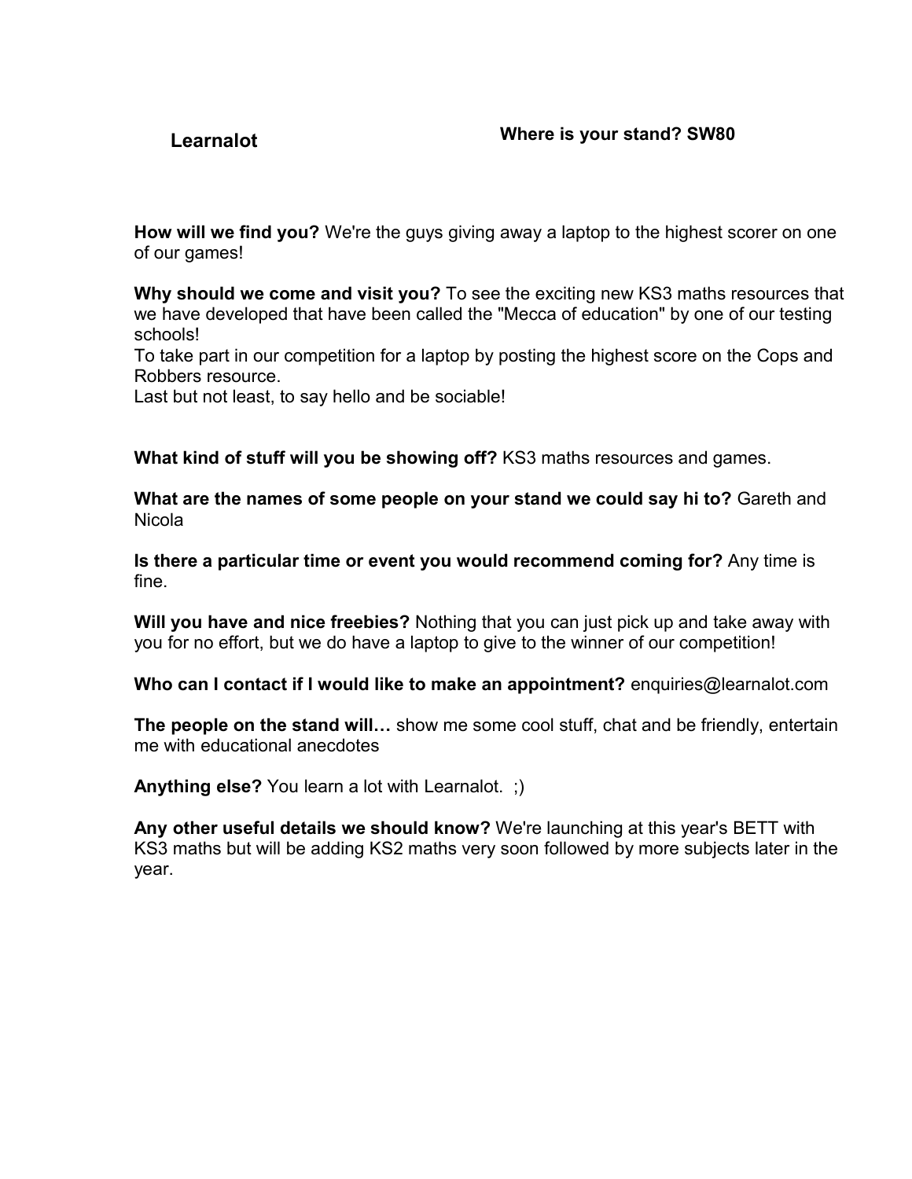**Learnalot** **Where is your stand? SW80**

**How will we find you?** We're the guys giving away a laptop to the highest scorer on one of our games!

**Why should we come and visit you?** To see the exciting new KS3 maths resources that we have developed that have been called the "Mecca of education" by one of our testing schools!
To take part in our competition for a laptop by posting the highest score on the Cops and Robbers resource.
Last but not least, to say hello and be sociable!

**What kind of stuff will you be showing off?** KS3 maths resources and games.

**What are the names of some people on your stand we could say hi to?** Gareth and Nicola

**Is there a particular time or event you would recommend coming for?** Any time is fine.

**Will you have and nice freebies?** Nothing that you can just pick up and take away with you for no effort, but we do have a laptop to give to the winner of our competition!

**Who can I contact if I would like to make an appointment?** enquiries@learnalot.com

**The people on the stand will…** show me some cool stuff, chat and be friendly, entertain me with educational anecdotes

**Anything else?** You learn a lot with Learnalot. ;)

**Any other useful details we should know?** We're launching at this year's BETT with KS3 maths but will be adding KS2 maths very soon followed by more subjects later in the year.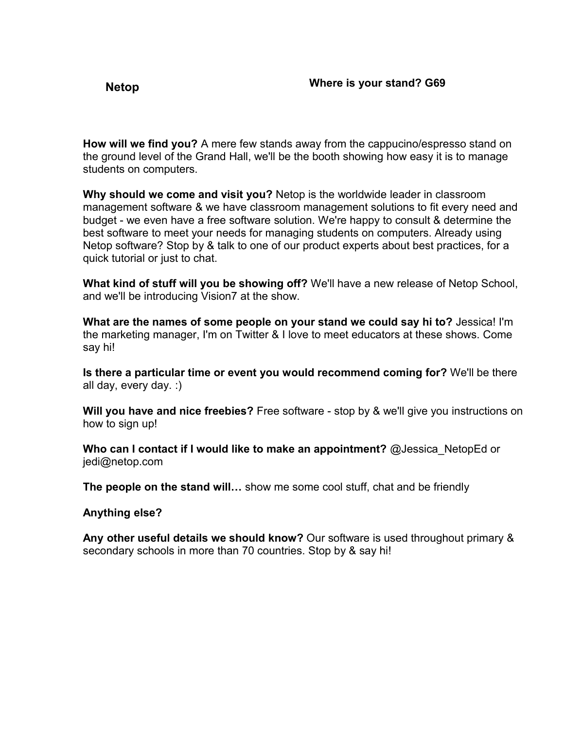**Netop**

**Where is your stand? G69**

**How will we find you?** A mere few stands away from the cappucino/espresso stand on the ground level of the Grand Hall, we'll be the booth showing how easy it is to manage students on computers.

**Why should we come and visit you?** Netop is the worldwide leader in classroom management software & we have classroom management solutions to fit every need and budget - we even have a free software solution. We're happy to consult & determine the best software to meet your needs for managing students on computers. Already using Netop software? Stop by & talk to one of our product experts about best practices, for a quick tutorial or just to chat.

**What kind of stuff will you be showing off?** We'll have a new release of Netop School, and we'll be introducing Vision7 at the show.

**What are the names of some people on your stand we could say hi to?** Jessica! I'm the marketing manager, I'm on Twitter & I love to meet educators at these shows. Come say hi!

**Is there a particular time or event you would recommend coming for?** We'll be there all day, every day. :)

**Will you have and nice freebies?** Free software - stop by & we'll give you instructions on how to sign up!

**Who can I contact if I would like to make an appointment?** @Jessica_NetopEd or jedi@netop.com

**The people on the stand will…** show me some cool stuff, chat and be friendly

**Anything else?**

**Any other useful details we should know?** Our software is used throughout primary & secondary schools in more than 70 countries. Stop by & say hi!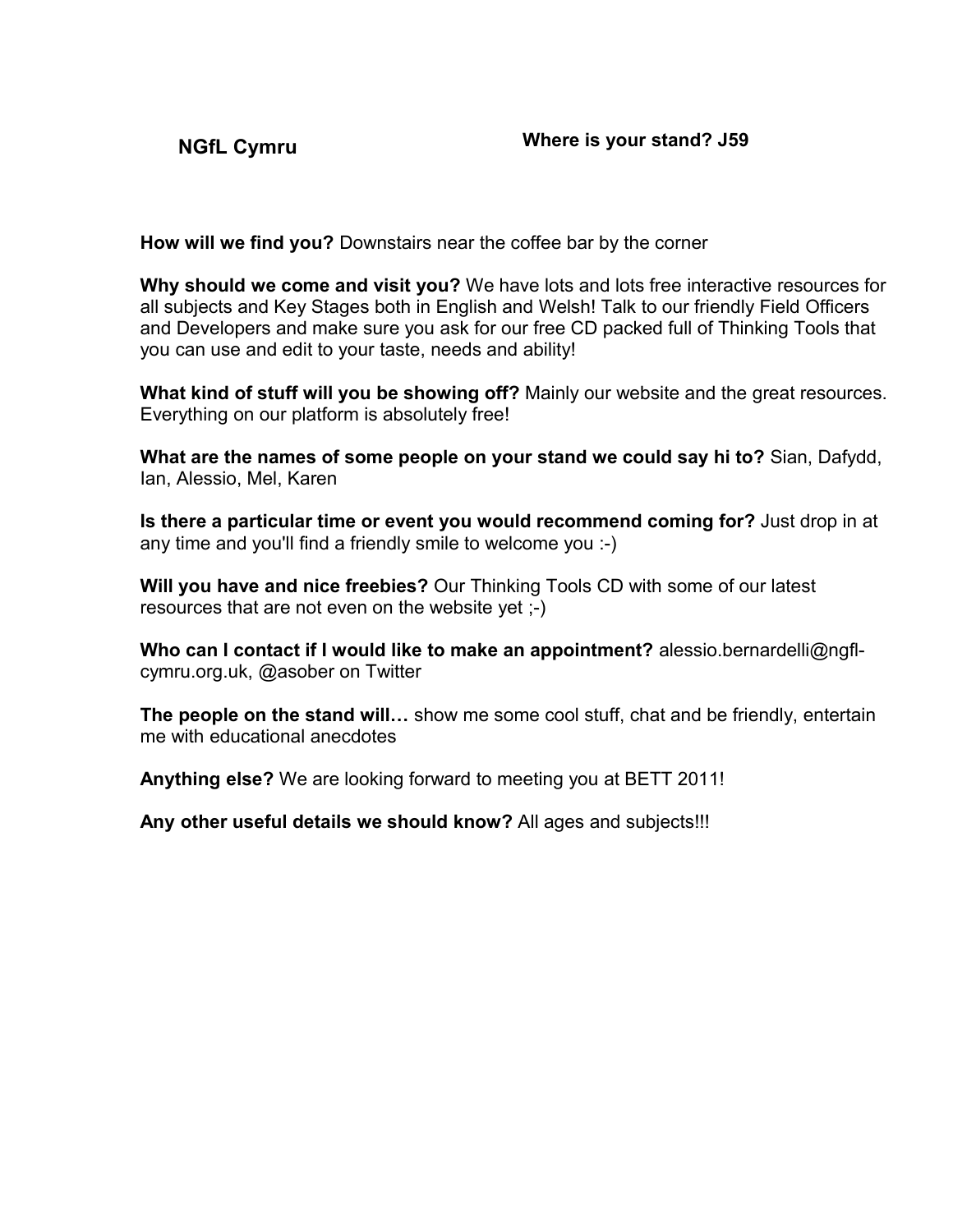**NGfL Cymru** **Where is your stand? J59**

**How will we find you?** Downstairs near the coffee bar by the corner

**Why should we come and visit you?** We have lots and lots free interactive resources for all subjects and Key Stages both in English and Welsh! Talk to our friendly Field Officers and Developers and make sure you ask for our free CD packed full of Thinking Tools that you can use and edit to your taste, needs and ability!

**What kind of stuff will you be showing off?** Mainly our website and the great resources. Everything on our platform is absolutely free!

**What are the names of some people on your stand we could say hi to?** Sian, Dafydd, Ian, Alessio, Mel, Karen

**Is there a particular time or event you would recommend coming for?** Just drop in at any time and you'll find a friendly smile to welcome you :-)

**Will you have and nice freebies?** Our Thinking Tools CD with some of our latest resources that are not even on the website yet ;-)

**Who can I contact if I would like to make an appointment?** alessio.bernardelli@ngfl-cymru.org.uk, @asober on Twitter

**The people on the stand will…** show me some cool stuff, chat and be friendly, entertain me with educational anecdotes

**Anything else?** We are looking forward to meeting you at BETT 2011!

**Any other useful details we should know?** All ages and subjects!!!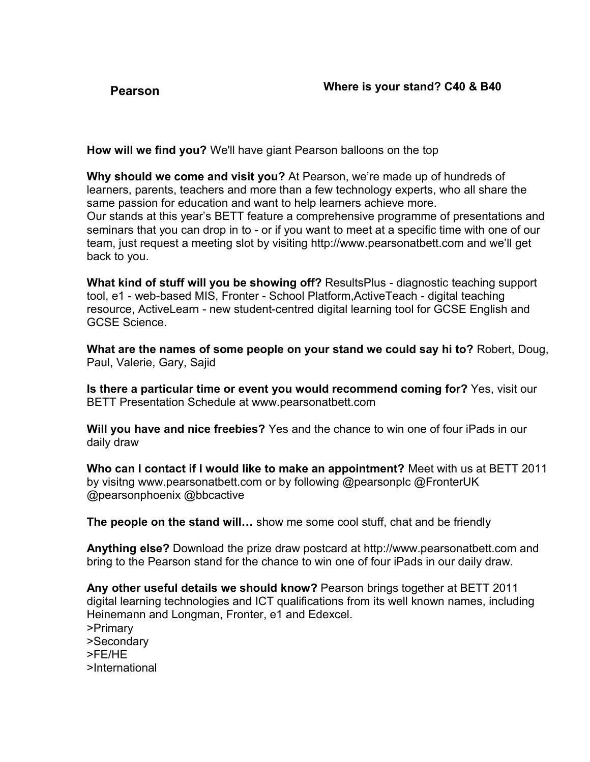**Pearson** **Where is your stand? C40 & B40**

**How will we find you?** We'll have giant Pearson balloons on the top

**Why should we come and visit you?** At Pearson, we're made up of hundreds of learners, parents, teachers and more than a few technology experts, who all share the same passion for education and want to help learners achieve more.
Our stands at this year's BETT feature a comprehensive programme of presentations and seminars that you can drop in to - or if you want to meet at a specific time with one of our team, just request a meeting slot by visiting http://www.pearsonatbett.com and we'll get back to you.

**What kind of stuff will you be showing off?** ResultsPlus - diagnostic teaching support tool, e1 - web-based MIS, Fronter - School Platform,ActiveTeach - digital teaching resource, ActiveLearn - new student-centred digital learning tool for GCSE English and GCSE Science.

**What are the names of some people on your stand we could say hi to?** Robert, Doug, Paul, Valerie, Gary, Sajid

**Is there a particular time or event you would recommend coming for?** Yes, visit our BETT Presentation Schedule at www.pearsonatbett.com

**Will you have and nice freebies?** Yes and the chance to win one of four iPads in our daily draw

**Who can I contact if I would like to make an appointment?** Meet with us at BETT 2011 by visitng www.pearsonatbett.com or by following @pearsonplc @FronterUK @pearsonphoenix @bbcactive

**The people on the stand will…** show me some cool stuff, chat and be friendly

**Anything else?** Download the prize draw postcard at http://www.pearsonatbett.com and bring to the Pearson stand for the chance to win one of four iPads in our daily draw.

**Any other useful details we should know?** Pearson brings together at BETT 2011 digital learning technologies and ICT qualifications from its well known names, including Heinemann and Longman, Fronter, e1 and Edexcel.
>Primary
>Secondary
>FE/HE
>International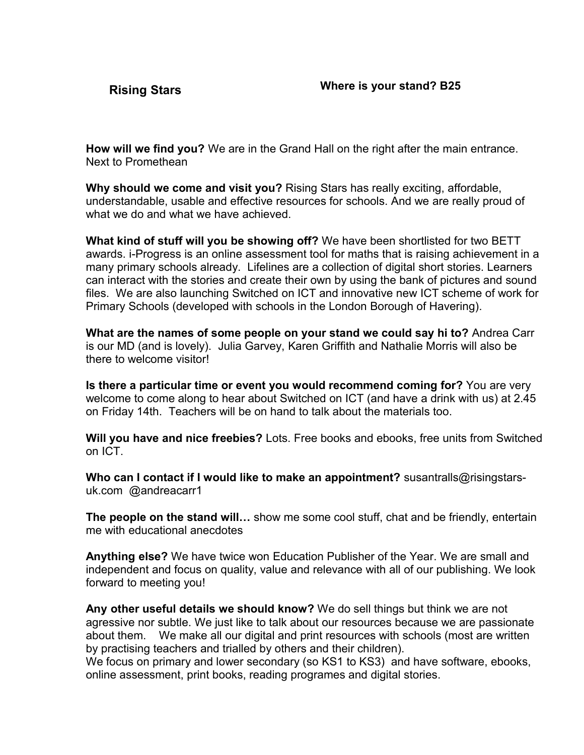**Rising Stars** **Where is your stand? B25**

**How will we find you?** We are in the Grand Hall on the right after the main entrance. Next to Promethean

**Why should we come and visit you?** Rising Stars has really exciting, affordable, understandable, usable and effective resources for schools. And we are really proud of what we do and what we have achieved.

**What kind of stuff will you be showing off?** We have been shortlisted for two BETT awards. i-Progress is an online assessment tool for maths that is raising achievement in a many primary schools already. Lifelines are a collection of digital short stories. Learners can interact with the stories and create their own by using the bank of pictures and sound files. We are also launching Switched on ICT and innovative new ICT scheme of work for Primary Schools (developed with schools in the London Borough of Havering).

**What are the names of some people on your stand we could say hi to?** Andrea Carr is our MD (and is lovely). Julia Garvey, Karen Griffith and Nathalie Morris will also be there to welcome visitor!

**Is there a particular time or event you would recommend coming for?** You are very welcome to come along to hear about Switched on ICT (and have a drink with us) at 2.45 on Friday 14th. Teachers will be on hand to talk about the materials too.

**Will you have and nice freebies?** Lots. Free books and ebooks, free units from Switched on ICT.

**Who can I contact if I would like to make an appointment?** susantralls@risingstars-uk.com @andreacarr1

**The people on the stand will…** show me some cool stuff, chat and be friendly, entertain me with educational anecdotes

**Anything else?** We have twice won Education Publisher of the Year. We are small and independent and focus on quality, value and relevance with all of our publishing. We look forward to meeting you!

**Any other useful details we should know?** We do sell things but think we are not agressive nor subtle. We just like to talk about our resources because we are passionate about them. We make all our digital and print resources with schools (most are written by practising teachers and trialled by others and their children).
We focus on primary and lower secondary (so KS1 to KS3) and have software, ebooks, online assessment, print books, reading programes and digital stories.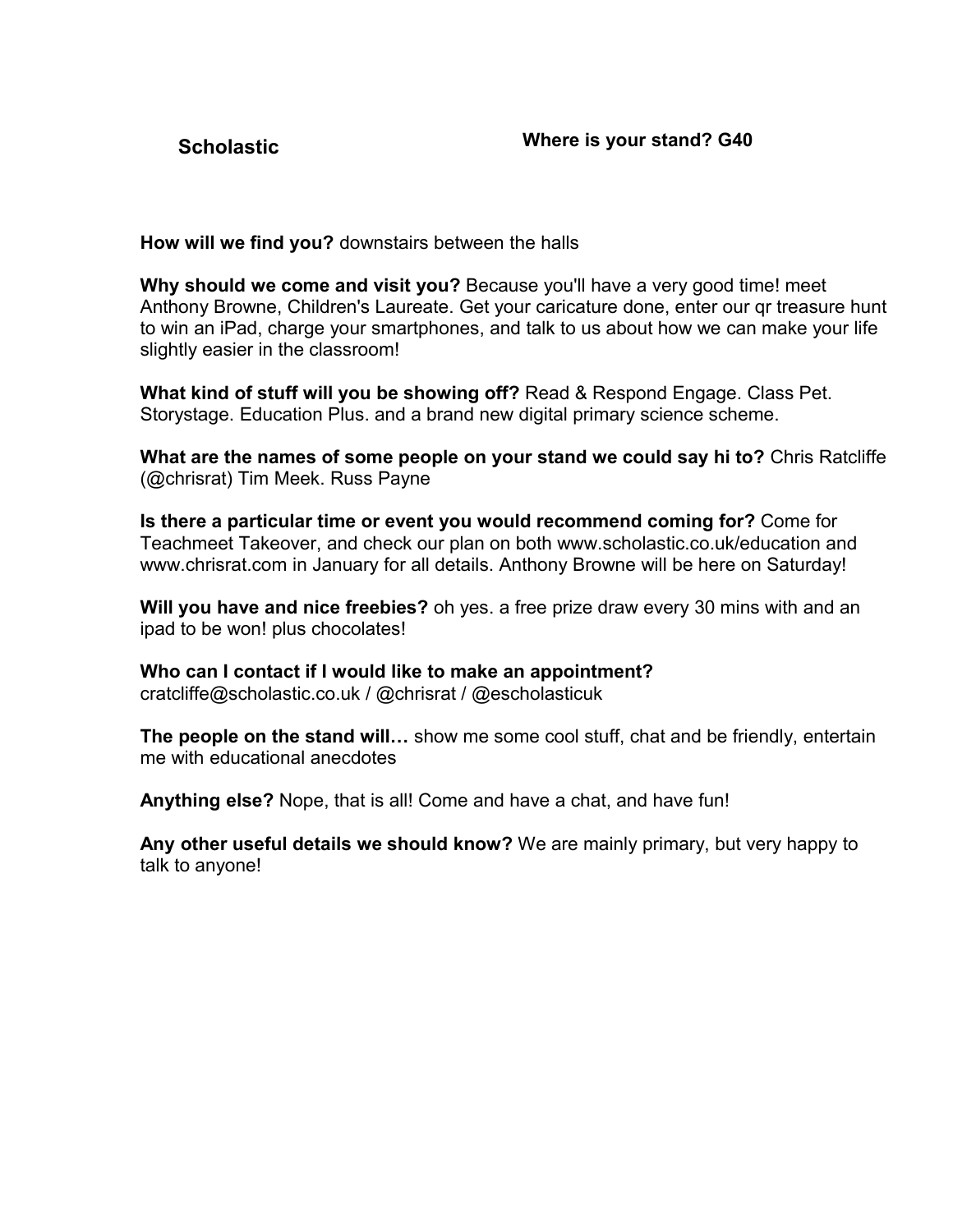**Scholastic**

**Where is your stand? G40**

**How will we find you?** downstairs between the halls

**Why should we come and visit you?** Because you'll have a very good time! meet Anthony Browne, Children's Laureate. Get your caricature done, enter our qr treasure hunt to win an iPad, charge your smartphones, and talk to us about how we can make your life slightly easier in the classroom!

**What kind of stuff will you be showing off?** Read & Respond Engage. Class Pet. Storystage. Education Plus. and a brand new digital primary science scheme.

**What are the names of some people on your stand we could say hi to?** Chris Ratcliffe (@chrisrat) Tim Meek. Russ Payne

**Is there a particular time or event you would recommend coming for?** Come for Teachmeet Takeover, and check our plan on both www.scholastic.co.uk/education and www.chrisrat.com in January for all details. Anthony Browne will be here on Saturday!

**Will you have and nice freebies?** oh yes. a free prize draw every 30 mins with and an ipad to be won! plus chocolates!

**Who can I contact if I would like to make an appointment?**
cratcliffe@scholastic.co.uk / @chrisrat / @escholasticuk

**The people on the stand will…** show me some cool stuff, chat and be friendly, entertain me with educational anecdotes

**Anything else?** Nope, that is all! Come and have a chat, and have fun!

**Any other useful details we should know?** We are mainly primary, but very happy to talk to anyone!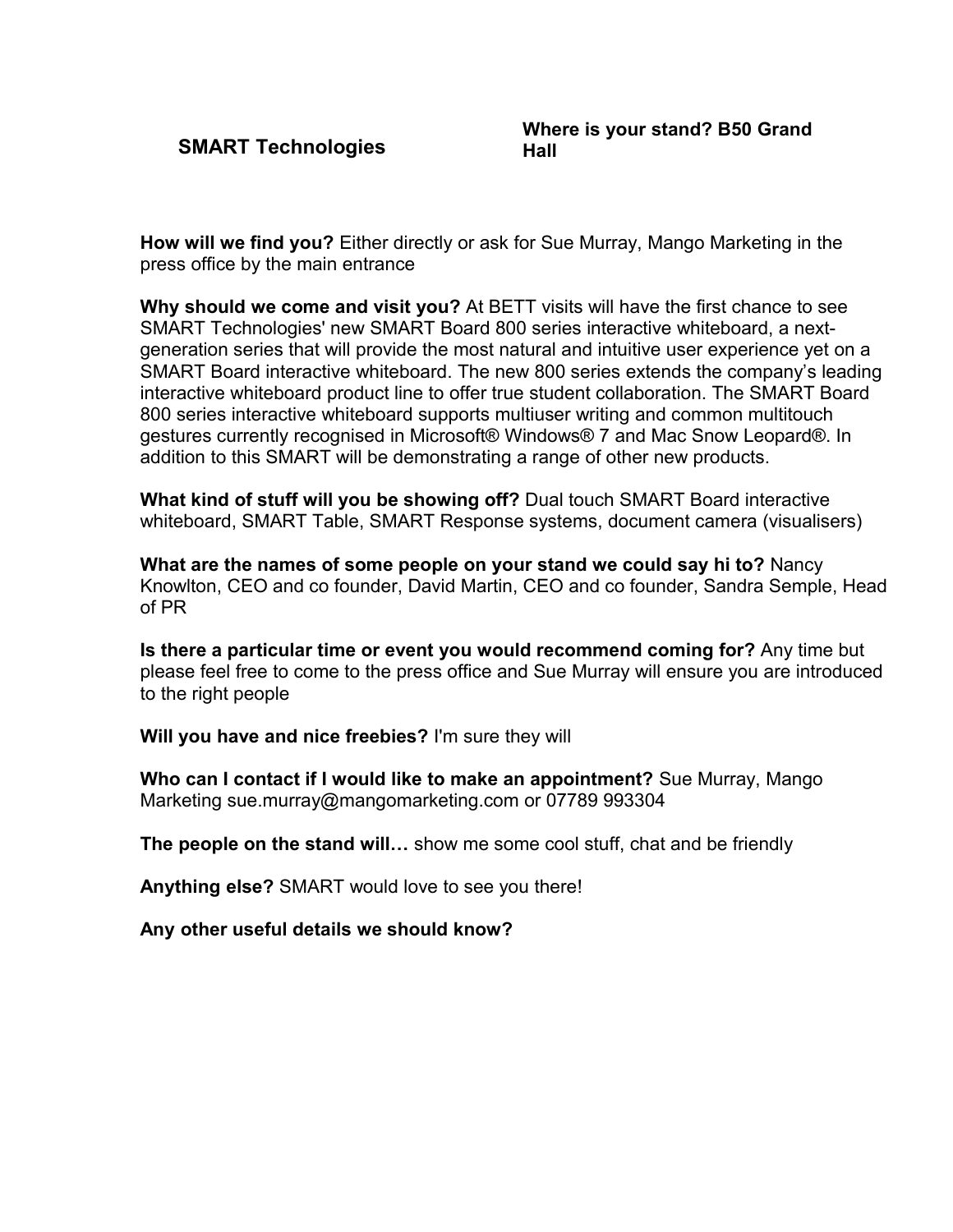## SMART Technologies

**Where is your stand?** B50 Grand Hall

**How will we find you?** Either directly or ask for Sue Murray, Mango Marketing in the press office by the main entrance

**Why should we come and visit you?** At BETT visits will have the first chance to see SMART Technologies' new SMART Board 800 series interactive whiteboard, a next-generation series that will provide the most natural and intuitive user experience yet on a SMART Board interactive whiteboard. The new 800 series extends the company's leading interactive whiteboard product line to offer true student collaboration. The SMART Board 800 series interactive whiteboard supports multiuser writing and common multitouch gestures currently recognised in Microsoft® Windows® 7 and Mac Snow Leopard®. In addition to this SMART will be demonstrating a range of other new products.

**What kind of stuff will you be showing off?** Dual touch SMART Board interactive whiteboard, SMART Table, SMART Response systems, document camera (visualisers)

**What are the names of some people on your stand we could say hi to?** Nancy Knowlton, CEO and co founder, David Martin, CEO and co founder, Sandra Semple, Head of PR

**Is there a particular time or event you would recommend coming for?** Any time but please feel free to come to the press office and Sue Murray will ensure you are introduced to the right people

**Will you have and nice freebies?** I'm sure they will

**Who can I contact if I would like to make an appointment?** Sue Murray, Mango Marketing sue.murray@mangomarketing.com or 07789 993304

**The people on the stand will…** show me some cool stuff, chat and be friendly

**Anything else?** SMART would love to see you there!

**Any other useful details we should know?**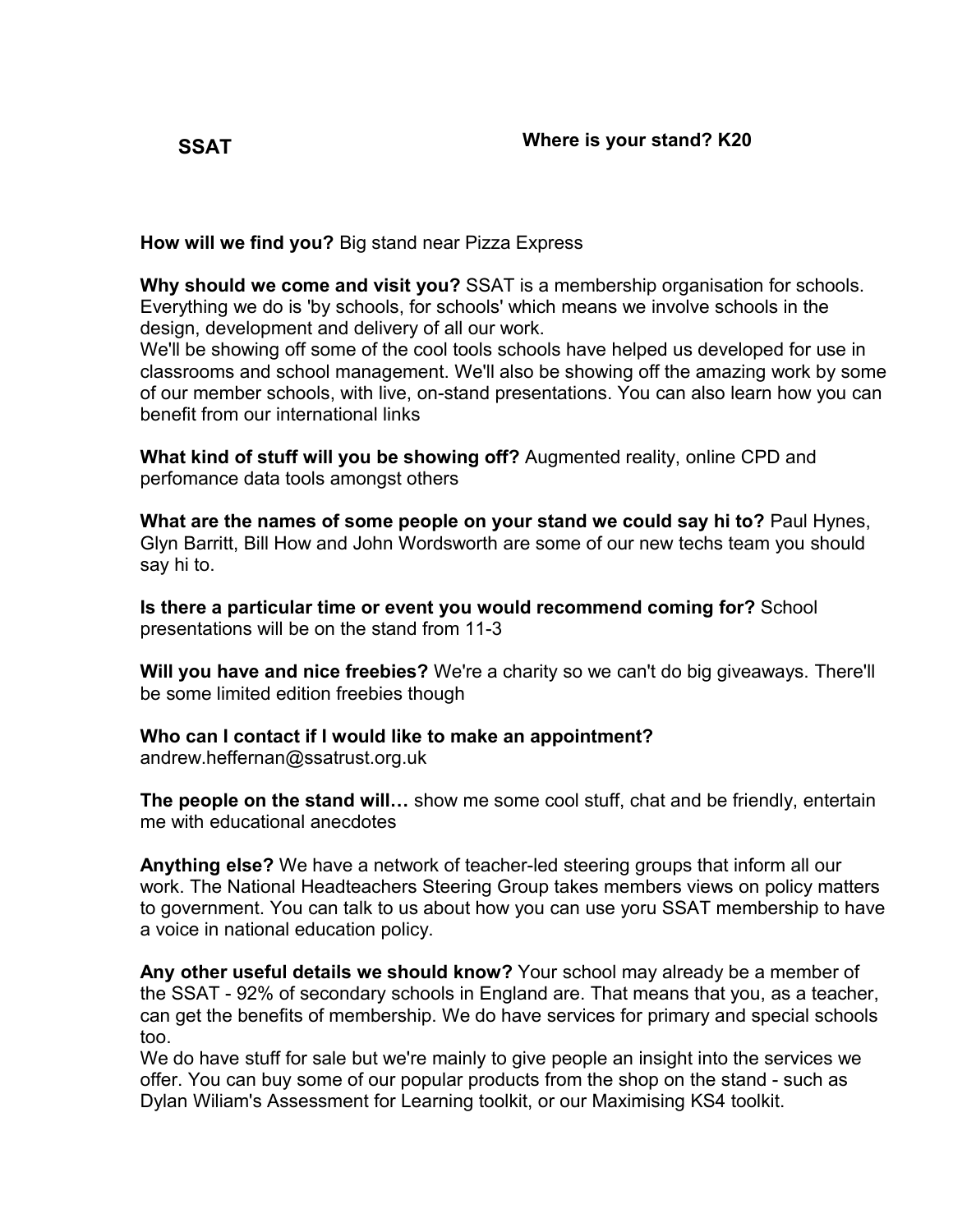**SSAT**

**Where is your stand? K20**

**How will we find you?** Big stand near Pizza Express

**Why should we come and visit you?** SSAT is a membership organisation for schools. Everything we do is 'by schools, for schools' which means we involve schools in the design, development and delivery of all our work.
We'll be showing off some of the cool tools schools have helped us developed for use in classrooms and school management. We'll also be showing off the amazing work by some of our member schools, with live, on-stand presentations. You can also learn how you can benefit from our international links

**What kind of stuff will you be showing off?** Augmented reality, online CPD and perfomance data tools amongst others

**What are the names of some people on your stand we could say hi to?** Paul Hynes, Glyn Barritt, Bill How and John Wordsworth are some of our new techs team you should say hi to.

**Is there a particular time or event you would recommend coming for?** School presentations will be on the stand from 11-3

**Will you have and nice freebies?** We're a charity so we can't do big giveaways. There'll be some limited edition freebies though

**Who can I contact if I would like to make an appointment?**
andrew.heffernan@ssatrust.org.uk

**The people on the stand will…** show me some cool stuff, chat and be friendly, entertain me with educational anecdotes

**Anything else?** We have a network of teacher-led steering groups that inform all our work. The National Headteachers Steering Group takes members views on policy matters to government. You can talk to us about how you can use yoru SSAT membership to have a voice in national education policy.

**Any other useful details we should know?** Your school may already be a member of the SSAT - 92% of secondary schools in England are. That means that you, as a teacher, can get the benefits of membership. We do have services for primary and special schools too.
We do have stuff for sale but we're mainly to give people an insight into the services we offer. You can buy some of our popular products from the shop on the stand - such as Dylan Wiliam's Assessment for Learning toolkit, or our Maximising KS4 toolkit.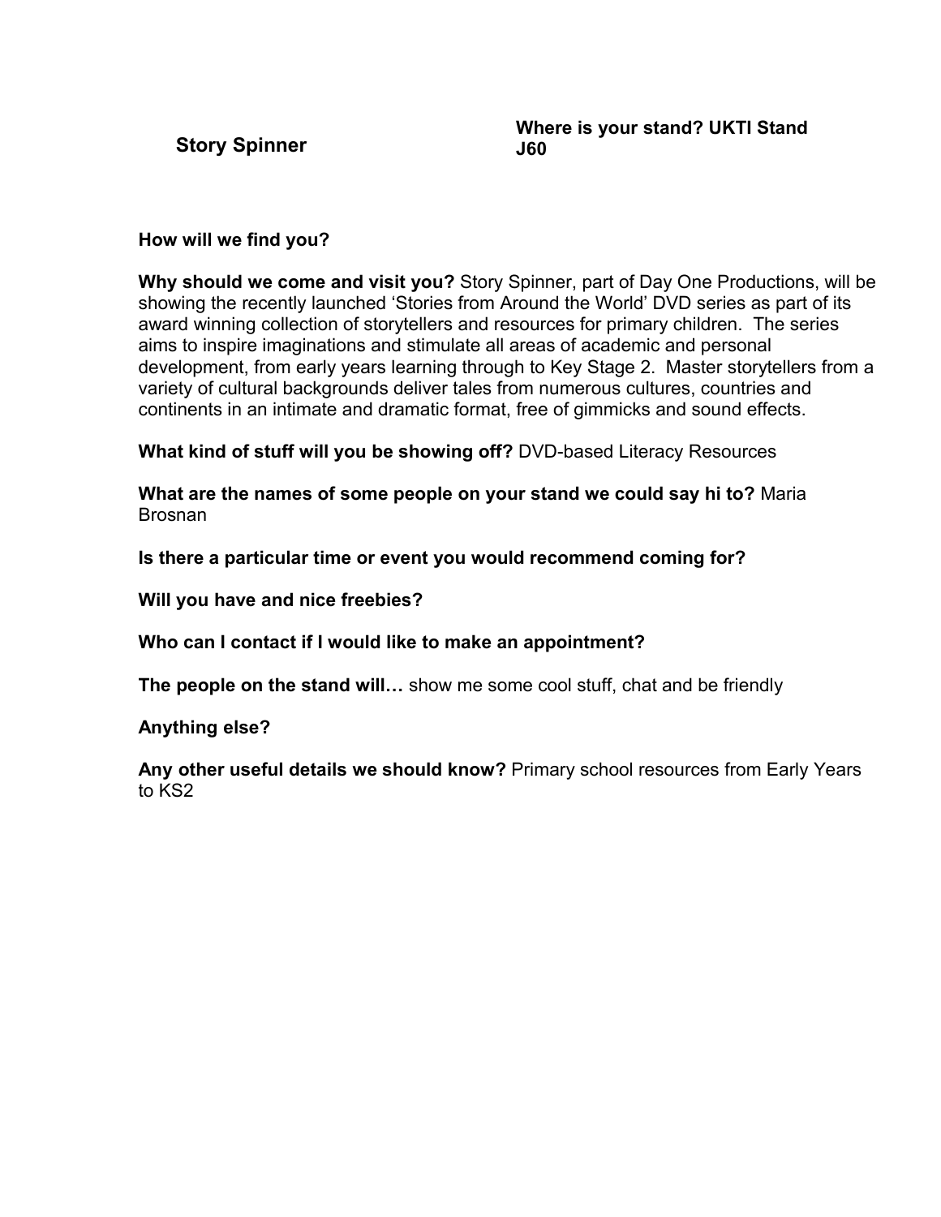**Story Spinner**

**Where is your stand? UKTI Stand J60**

**How will we find you?**

**Why should we come and visit you?** Story Spinner, part of Day One Productions, will be showing the recently launched 'Stories from Around the World' DVD series as part of its award winning collection of storytellers and resources for primary children. The series aims to inspire imaginations and stimulate all areas of academic and personal development, from early years learning through to Key Stage 2. Master storytellers from a variety of cultural backgrounds deliver tales from numerous cultures, countries and continents in an intimate and dramatic format, free of gimmicks and sound effects.

**What kind of stuff will you be showing off?** DVD-based Literacy Resources

**What are the names of some people on your stand we could say hi to?** Maria Brosnan

**Is there a particular time or event you would recommend coming for?**

**Will you have and nice freebies?**

**Who can I contact if I would like to make an appointment?**

**The people on the stand will…** show me some cool stuff, chat and be friendly

**Anything else?**

**Any other useful details we should know?** Primary school resources from Early Years to KS2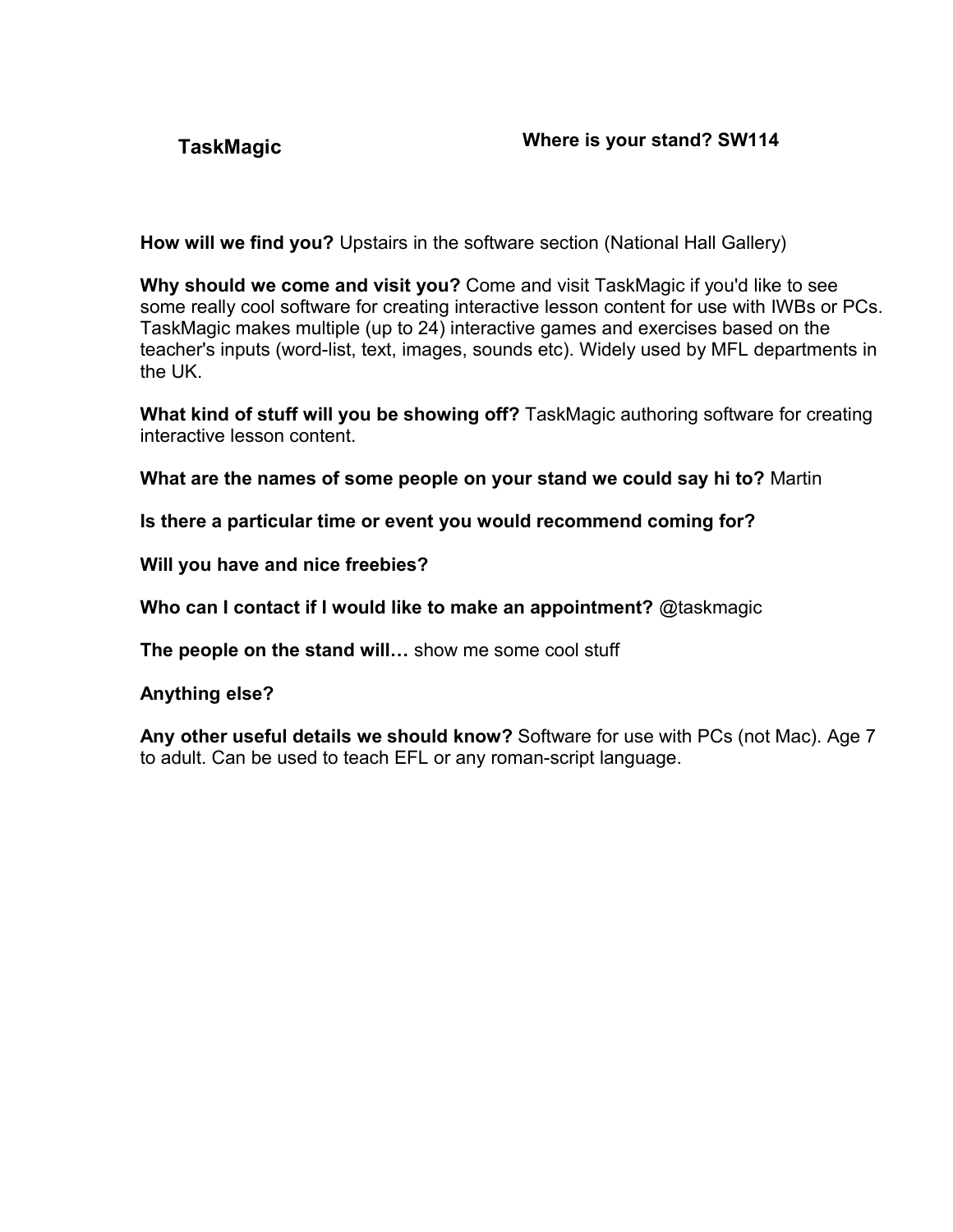**TaskMagic** **Where is your stand? SW114**

**How will we find you?** Upstairs in the software section (National Hall Gallery)

**Why should we come and visit you?** Come and visit TaskMagic if you'd like to see some really cool software for creating interactive lesson content for use with IWBs or PCs. TaskMagic makes multiple (up to 24) interactive games and exercises based on the teacher's inputs (word-list, text, images, sounds etc). Widely used by MFL departments in the UK.

**What kind of stuff will you be showing off?** TaskMagic authoring software for creating interactive lesson content.

**What are the names of some people on your stand we could say hi to?** Martin

**Is there a particular time or event you would recommend coming for?**

**Will you have and nice freebies?**

**Who can I contact if I would like to make an appointment?** @taskmagic

**The people on the stand will…** show me some cool stuff

**Anything else?**

**Any other useful details we should know?** Software for use with PCs (not Mac). Age 7 to adult. Can be used to teach EFL or any roman-script language.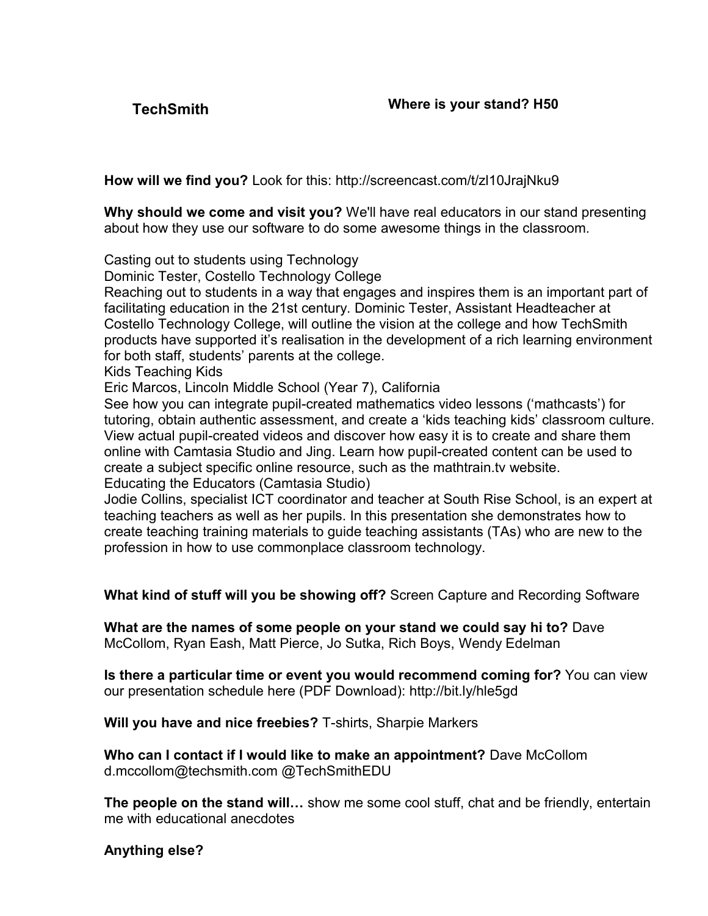**TechSmith** **Where is your stand? H50**

**How will we find you?** Look for this: http://screencast.com/t/zl10JrajNku9

**Why should we come and visit you?** We'll have real educators in our stand presenting about how they use our software to do some awesome things in the classroom.

Casting out to students using Technology
Dominic Tester, Costello Technology College
Reaching out to students in a way that engages and inspires them is an important part of facilitating education in the 21st century. Dominic Tester, Assistant Headteacher at Costello Technology College, will outline the vision at the college and how TechSmith products have supported it's realisation in the development of a rich learning environment for both staff, students' parents at the college.
Kids Teaching Kids
Eric Marcos, Lincoln Middle School (Year 7), California
See how you can integrate pupil-created mathematics video lessons ('mathcasts') for tutoring, obtain authentic assessment, and create a 'kids teaching kids' classroom culture. View actual pupil-created videos and discover how easy it is to create and share them online with Camtasia Studio and Jing. Learn how pupil-created content can be used to create a subject specific online resource, such as the mathtrain.tv website.
Educating the Educators (Camtasia Studio)
Jodie Collins, specialist ICT coordinator and teacher at South Rise School, is an expert at teaching teachers as well as her pupils. In this presentation she demonstrates how to create teaching training materials to guide teaching assistants (TAs) who are new to the profession in how to use commonplace classroom technology.

**What kind of stuff will you be showing off?** Screen Capture and Recording Software

**What are the names of some people on your stand we could say hi to?** Dave McCollom, Ryan Eash, Matt Pierce, Jo Sutka, Rich Boys, Wendy Edelman

**Is there a particular time or event you would recommend coming for?** You can view our presentation schedule here (PDF Download): http://bit.ly/hle5gd

**Will you have and nice freebies?** T-shirts, Sharpie Markers

**Who can I contact if I would like to make an appointment?** Dave McCollom d.mccollom@techsmith.com @TechSmithEDU

**The people on the stand will…** show me some cool stuff, chat and be friendly, entertain me with educational anecdotes

**Anything else?**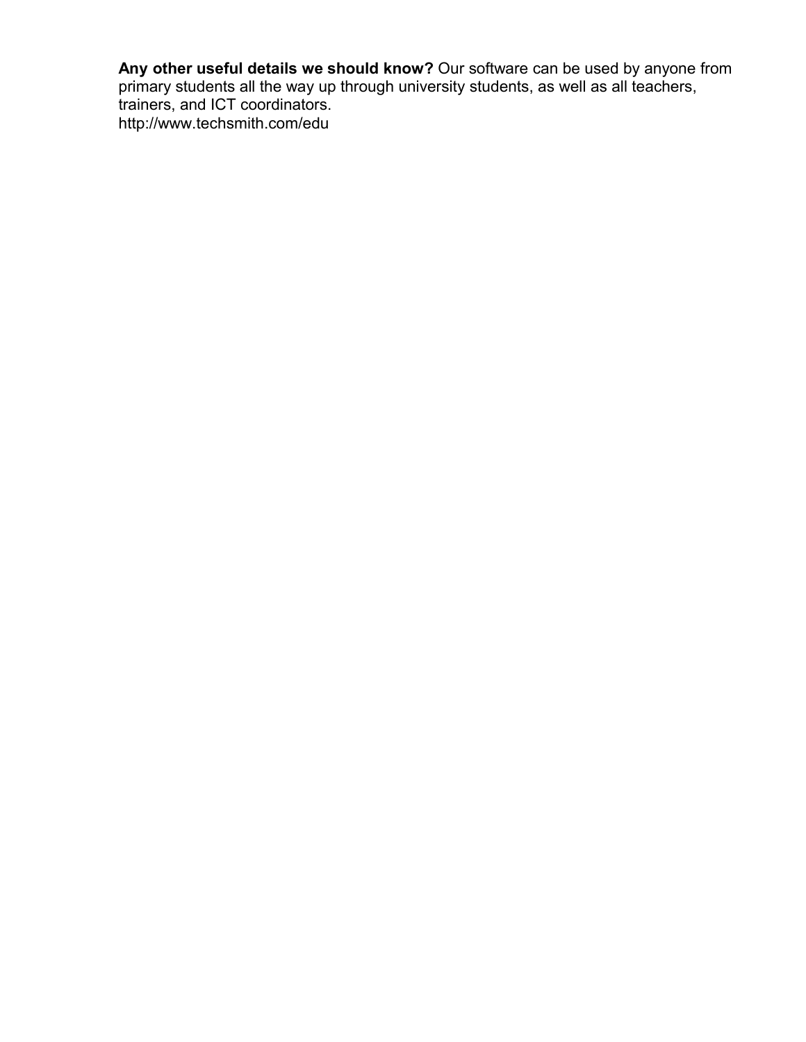**Any other useful details we should know?** Our software can be used by anyone from primary students all the way up through university students, as well as all teachers, trainers, and ICT coordinators.
http://www.techsmith.com/edu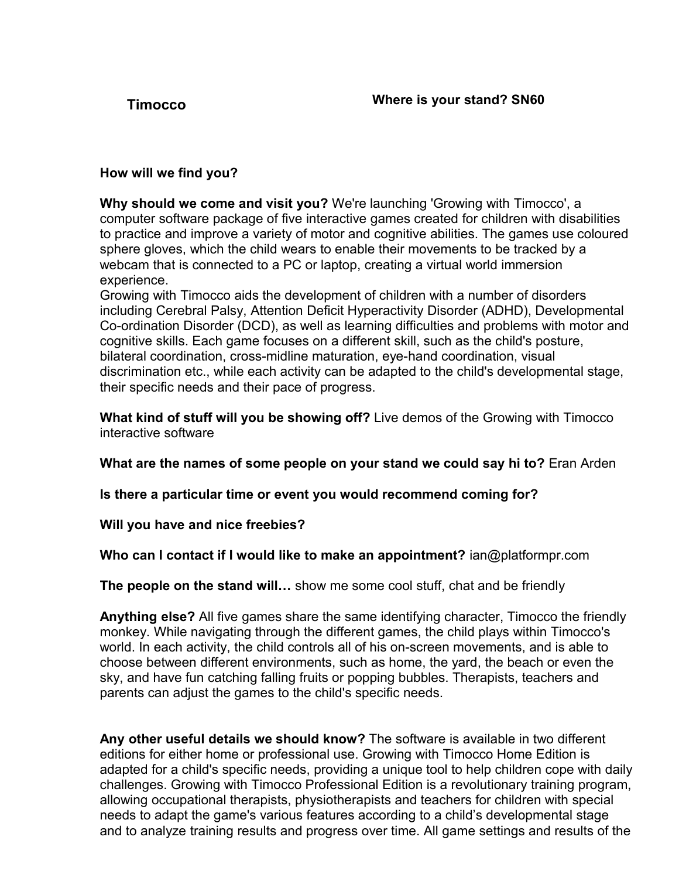**Timocco** **Where is your stand? SN60**

**How will we find you?**

**Why should we come and visit you?** We're launching 'Growing with Timocco', a computer software package of five interactive games created for children with disabilities to practice and improve a variety of motor and cognitive abilities. The games use coloured sphere gloves, which the child wears to enable their movements to be tracked by a webcam that is connected to a PC or laptop, creating a virtual world immersion experience.
Growing with Timocco aids the development of children with a number of disorders including Cerebral Palsy, Attention Deficit Hyperactivity Disorder (ADHD), Developmental Co-ordination Disorder (DCD), as well as learning difficulties and problems with motor and cognitive skills. Each game focuses on a different skill, such as the child's posture, bilateral coordination, cross-midline maturation, eye-hand coordination, visual discrimination etc., while each activity can be adapted to the child's developmental stage, their specific needs and their pace of progress.

**What kind of stuff will you be showing off?** Live demos of the Growing with Timocco interactive software

**What are the names of some people on your stand we could say hi to?** Eran Arden

**Is there a particular time or event you would recommend coming for?**

**Will you have and nice freebies?**

**Who can I contact if I would like to make an appointment?** ian@platformpr.com

**The people on the stand will…** show me some cool stuff, chat and be friendly

**Anything else?** All five games share the same identifying character, Timocco the friendly monkey. While navigating through the different games, the child plays within Timocco's world. In each activity, the child controls all of his on-screen movements, and is able to choose between different environments, such as home, the yard, the beach or even the sky, and have fun catching falling fruits or popping bubbles. Therapists, teachers and parents can adjust the games to the child's specific needs.

**Any other useful details we should know?** The software is available in two different editions for either home or professional use. Growing with Timocco Home Edition is adapted for a child's specific needs, providing a unique tool to help children cope with daily challenges. Growing with Timocco Professional Edition is a revolutionary training program, allowing occupational therapists, physiotherapists and teachers for children with special needs to adapt the game's various features according to a child's developmental stage and to analyze training results and progress over time. All game settings and results of the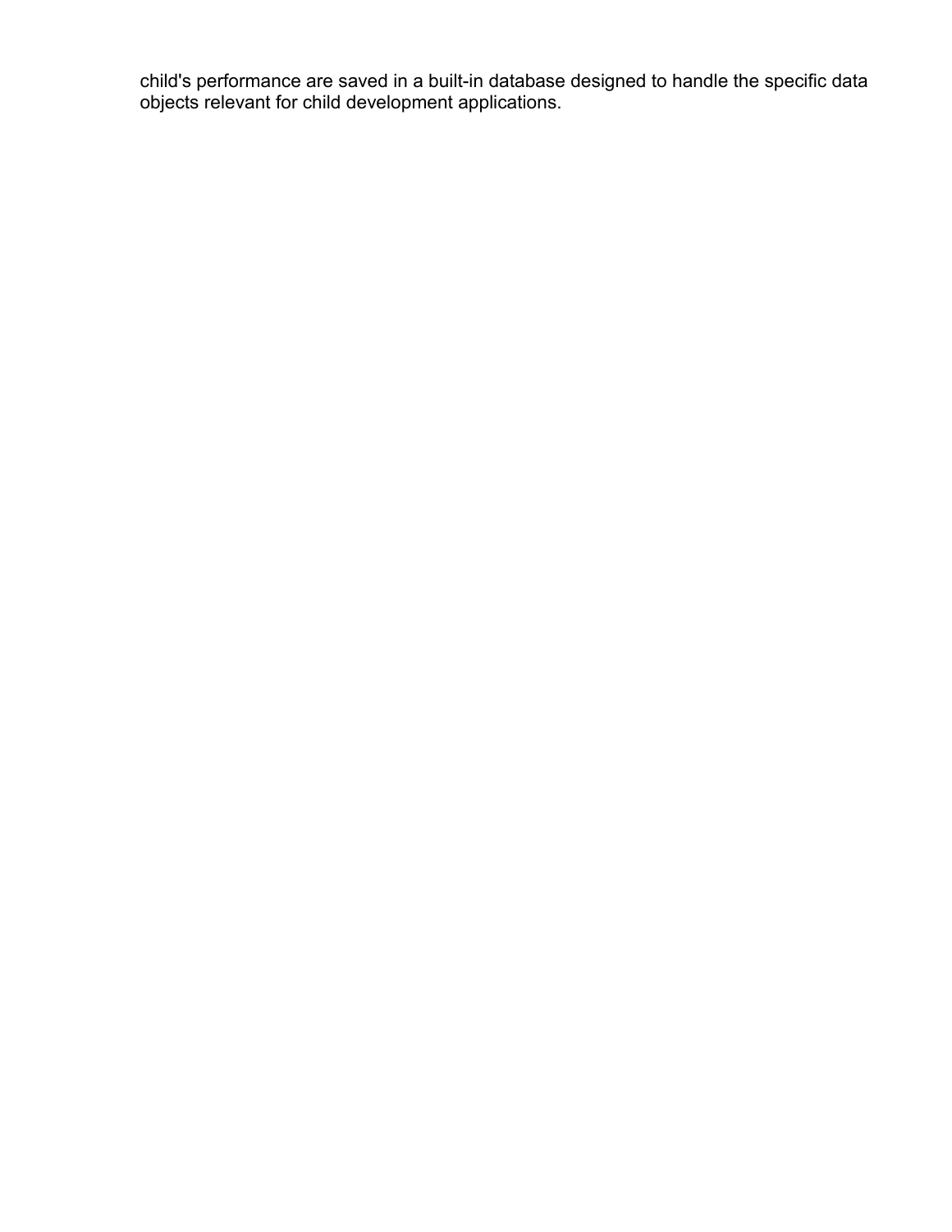child's performance are saved in a built-in database designed to handle the specific data objects relevant for child development applications.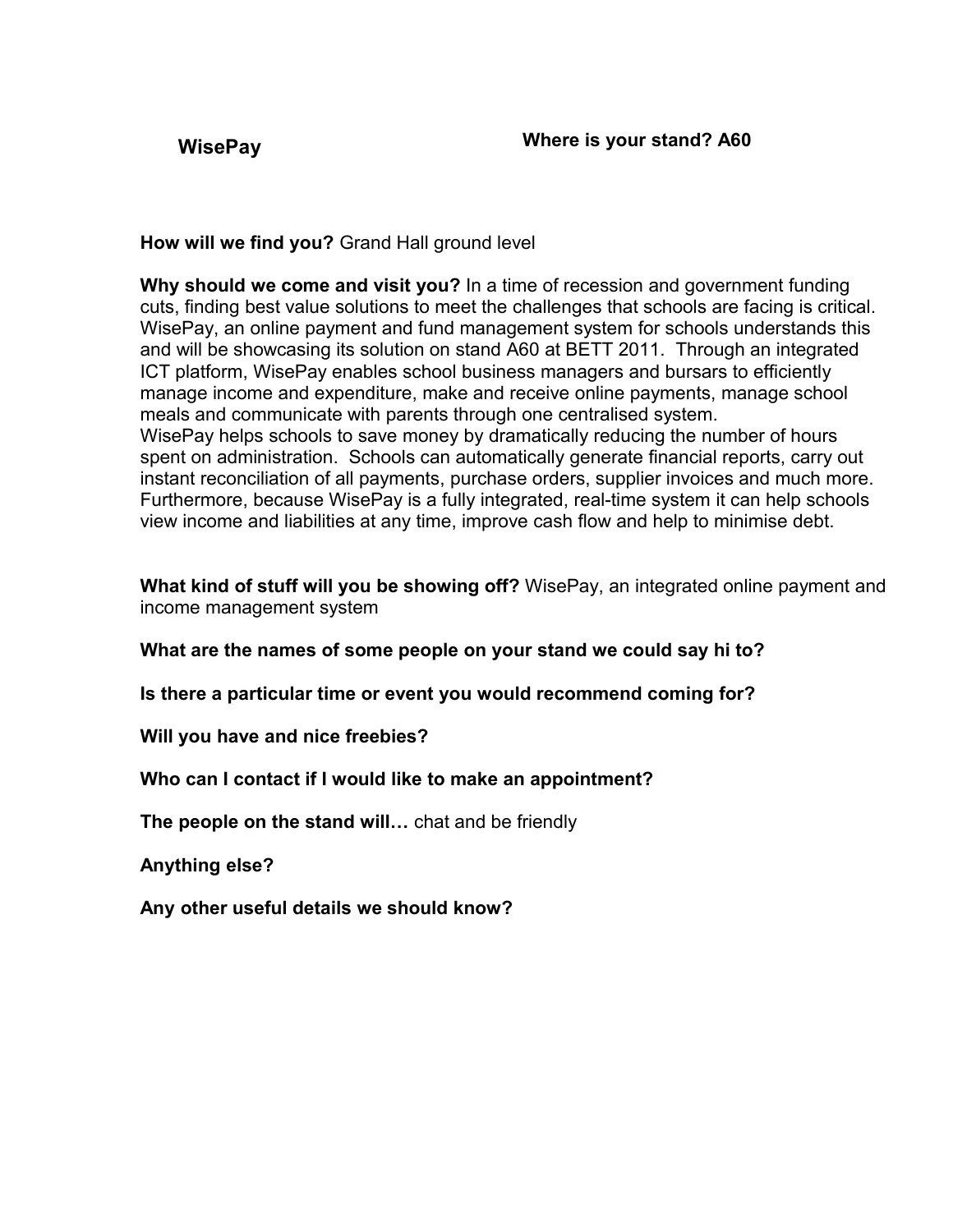**WisePay**

**Where is your stand? A60**

**How will we find you?** Grand Hall ground level

**Why should we come and visit you?** In a time of recession and government funding cuts, finding best value solutions to meet the challenges that schools are facing is critical. WisePay, an online payment and fund management system for schools understands this and will be showcasing its solution on stand A60 at BETT 2011. Through an integrated ICT platform, WisePay enables school business managers and bursars to efficiently manage income and expenditure, make and receive online payments, manage school meals and communicate with parents through one centralised system.
WisePay helps schools to save money by dramatically reducing the number of hours spent on administration. Schools can automatically generate financial reports, carry out instant reconciliation of all payments, purchase orders, supplier invoices and much more. Furthermore, because WisePay is a fully integrated, real-time system it can help schools view income and liabilities at any time, improve cash flow and help to minimise debt.

**What kind of stuff will you be showing off?** WisePay, an integrated online payment and income management system

**What are the names of some people on your stand we could say hi to?**

**Is there a particular time or event you would recommend coming for?**

**Will you have and nice freebies?**

**Who can I contact if I would like to make an appointment?**

**The people on the stand will…** chat and be friendly

**Anything else?**

**Any other useful details we should know?**